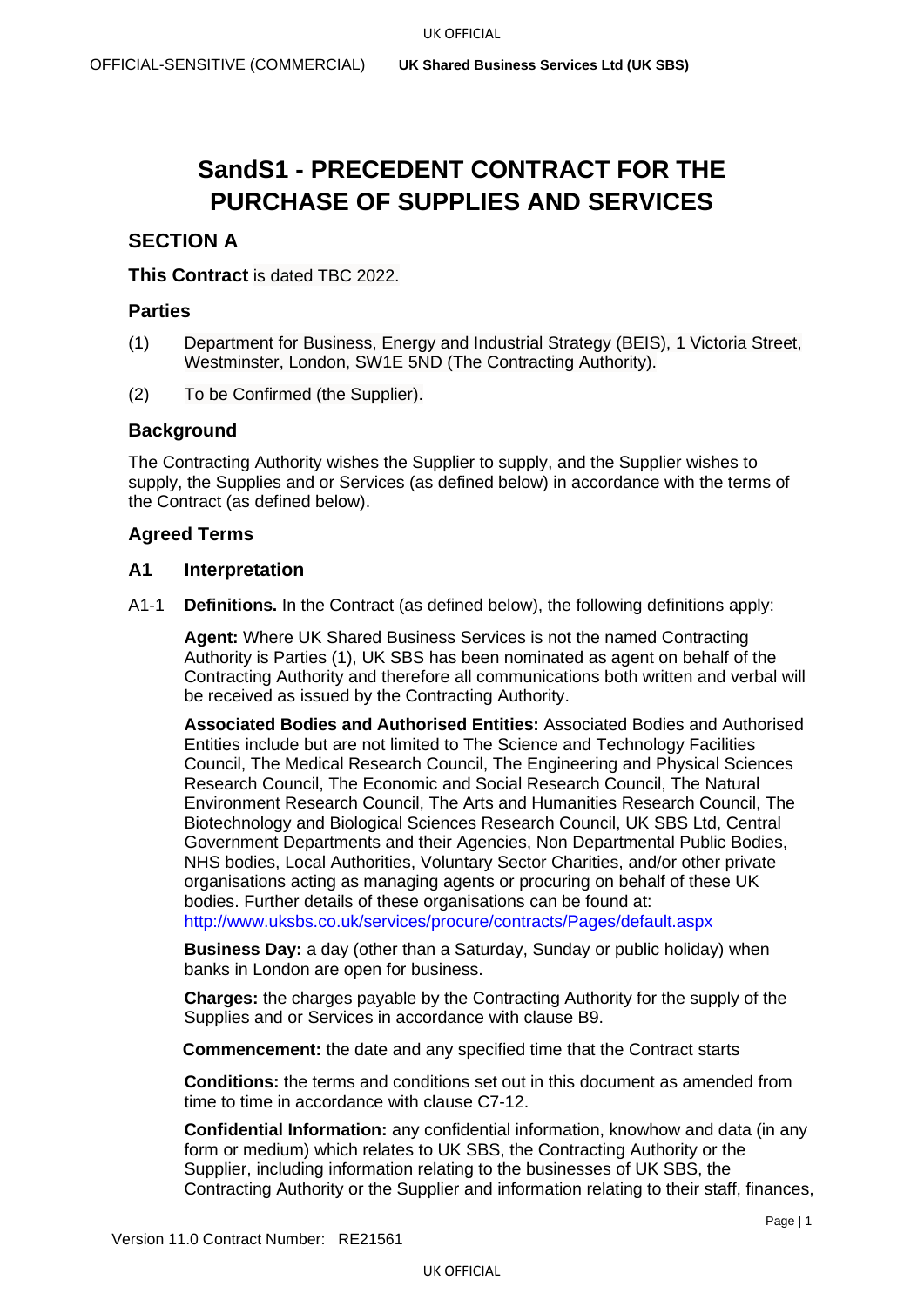# SandS1 - PRECEDENT CONTRACT FOR THE PURCHASE OF SUPPLIES AND SERVICES

## SECTION A

**This Contract** is dated TBC 2022.

### Parties

(1) Department for Business, Energy and Industrial Strategy (BEIS), 1 Victoria Street, Westminster, London, SW1E 5ND (The Contracting Authority).

(2) To be Confirmed (the Supplier).

### Background

The Contracting Authority wishes the Supplier to supply, and the Supplier wishes to supply, the Supplies and or Services (as defined below) in accordance with the terms of the Contract (as defined below).

### Agreed Terms

### A1 Interpretation

A1-1 **Definitions.** In the Contract (as defined below), the following definitions apply:

**Agent:** Where UK Shared Business Services is not the named Contracting Authority is Parties (1), UK SBS has been nominated as agent on behalf of the Contracting Authority and therefore all communications both written and verbal will be received as issued by the Contracting Authority.

**Associated Bodies and Authorised Entities:** Associated Bodies and Authorised Entities include but are not limited to The Science and Technology Facilities Council, The Medical Research Council, The Engineering and Physical Sciences Research Council, The Economic and Social Research Council, The Natural Environment Research Council, The Arts and Humanities Research Council, The Biotechnology and Biological Sciences Research Council, UK SBS Ltd, Central Government Departments and their Agencies, Non Departmental Public Bodies, NHS bodies, Local Authorities, Voluntary Sector Charities, and/or other private organisations acting as managing agents or procuring on behalf of these UK bodies. Further details of these organisations can be found at: http://www.uksbs.co.uk/services/procure/contracts/Pages/default.aspx

**Business Day:** a day (other than a Saturday, Sunday or public holiday) when banks in London are open for business.

**Charges:** the charges payable by the Contracting Authority for the supply of the Supplies and or Services in accordance with clause B9.

**Commencement:** the date and any specified time that the Contract starts

**Conditions:** the terms and conditions set out in this document as amended from time to time in accordance with clause C7-12.

**Confidential Information:** any confidential information, knowhow and data (in any form or medium) which relates to UK SBS, the Contracting Authority or the Supplier, including information relating to the businesses of UK SBS, the Contracting Authority or the Supplier and information relating to their staff, finances,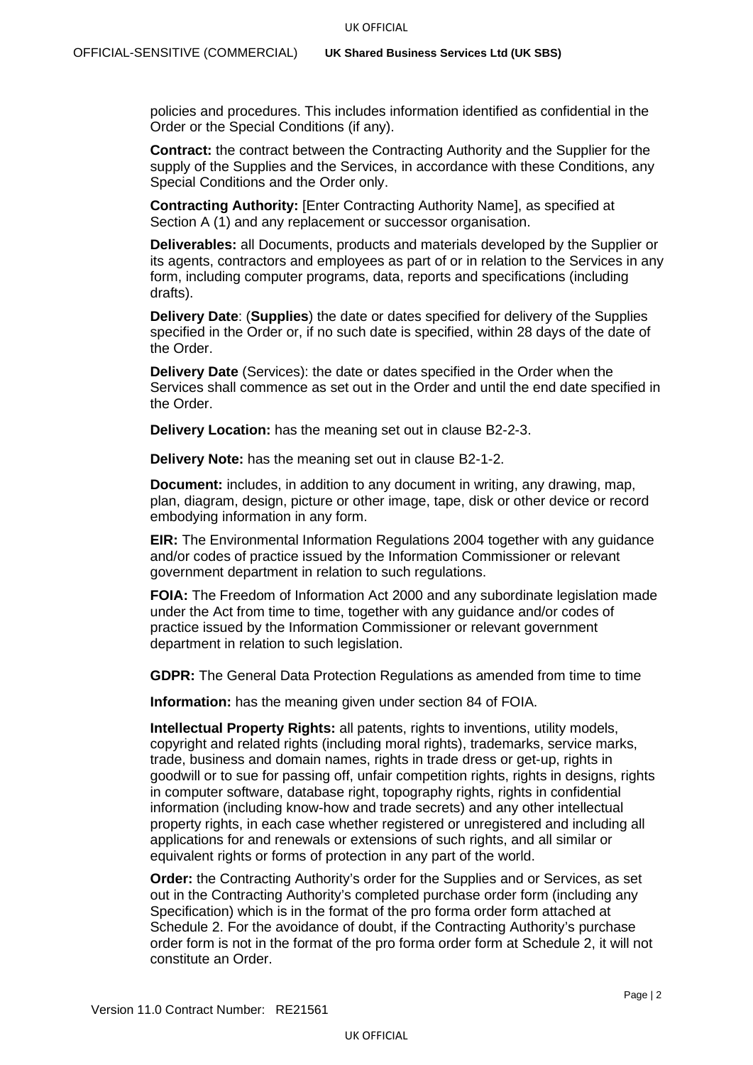policies and procedures. This includes information identified as confidential in the Order or the Special Conditions (if any).

**Contract:** the contract between the Contracting Authority and the Supplier for the supply of the Supplies and the Services, in accordance with these Conditions, any Special Conditions and the Order only.

**Contracting Authority:** [Enter Contracting Authority Name], as specified at Section A (1) and any replacement or successor organisation.

**Deliverables:** all Documents, products and materials developed by the Supplier or its agents, contractors and employees as part of or in relation to the Services in any form, including computer programs, data, reports and specifications (including drafts).

**Delivery Date**: (**Supplies**) the date or dates specified for delivery of the Supplies specified in the Order or, if no such date is specified, within 28 days of the date of the Order.

**Delivery Date** (Services): the date or dates specified in the Order when the Services shall commence as set out in the Order and until the end date specified in the Order.

**Delivery Location:** has the meaning set out in clause B2-2-3.

**Delivery Note:** has the meaning set out in clause B2-1-2.

**Document:** includes, in addition to any document in writing, any drawing, map, plan, diagram, design, picture or other image, tape, disk or other device or record embodying information in any form.

**EIR:** The Environmental Information Regulations 2004 together with any guidance and/or codes of practice issued by the Information Commissioner or relevant government department in relation to such regulations.

**FOIA:** The Freedom of Information Act 2000 and any subordinate legislation made under the Act from time to time, together with any guidance and/or codes of practice issued by the Information Commissioner or relevant government department in relation to such legislation.

**GDPR:** The General Data Protection Regulations as amended from time to time

**Information:** has the meaning given under section 84 of FOIA.

**Intellectual Property Rights:** all patents, rights to inventions, utility models, copyright and related rights (including moral rights), trademarks, service marks, trade, business and domain names, rights in trade dress or get-up, rights in goodwill or to sue for passing off, unfair competition rights, rights in designs, rights in computer software, database right, topography rights, rights in confidential information (including know-how and trade secrets) and any other intellectual property rights, in each case whether registered or unregistered and including all applications for and renewals or extensions of such rights, and all similar or equivalent rights or forms of protection in any part of the world.

**Order:** the Contracting Authority's order for the Supplies and or Services, as set out in the Contracting Authority's completed purchase order form (including any Specification) which is in the format of the pro forma order form attached at Schedule 2. For the avoidance of doubt, if the Contracting Authority's purchase order form is not in the format of the pro forma order form at Schedule 2, it will not constitute an Order.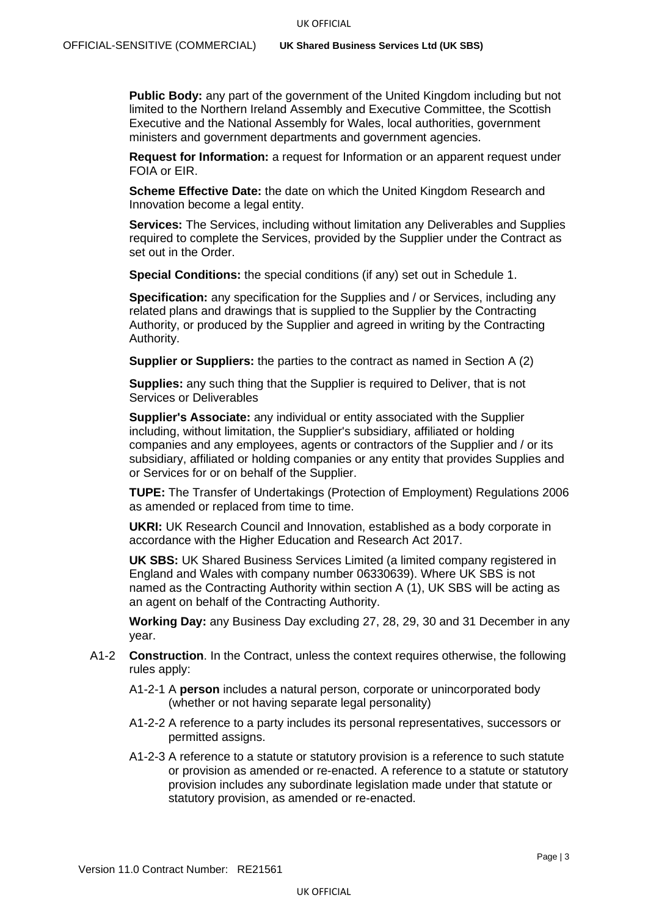**Public Body:** any part of the government of the United Kingdom including but not limited to the Northern Ireland Assembly and Executive Committee, the Scottish Executive and the National Assembly for Wales, local authorities, government ministers and government departments and government agencies.

**Request for Information:** a request for Information or an apparent request under FOIA or EIR.

**Scheme Effective Date:** the date on which the United Kingdom Research and Innovation become a legal entity.

**Services:** The Services, including without limitation any Deliverables and Supplies required to complete the Services, provided by the Supplier under the Contract as set out in the Order.

**Special Conditions:** the special conditions (if any) set out in Schedule 1.

**Specification:** any specification for the Supplies and / or Services, including any related plans and drawings that is supplied to the Supplier by the Contracting Authority, or produced by the Supplier and agreed in writing by the Contracting Authority.

**Supplier or Suppliers:** the parties to the contract as named in Section A (2)

**Supplies:** any such thing that the Supplier is required to Deliver, that is not Services or Deliverables

**Supplier's Associate:** any individual or entity associated with the Supplier including, without limitation, the Supplier's subsidiary, affiliated or holding companies and any employees, agents or contractors of the Supplier and / or its subsidiary, affiliated or holding companies or any entity that provides Supplies and or Services for or on behalf of the Supplier.

**TUPE:** The Transfer of Undertakings (Protection of Employment) Regulations 2006 as amended or replaced from time to time.

**UKRI:** UK Research Council and Innovation, established as a body corporate in accordance with the Higher Education and Research Act 2017.

**UK SBS:** UK Shared Business Services Limited (a limited company registered in England and Wales with company number 06330639). Where UK SBS is not named as the Contracting Authority within section A (1), UK SBS will be acting as an agent on behalf of the Contracting Authority.

**Working Day:** any Business Day excluding 27, 28, 29, 30 and 31 December in any year.

A1-2 **Construction**. In the Contract, unless the context requires otherwise, the following rules apply:

A1-2-1 A **person** includes a natural person, corporate or unincorporated body (whether or not having separate legal personality)

A1-2-2 A reference to a party includes its personal representatives, successors or permitted assigns.

A1-2-3 A reference to a statute or statutory provision is a reference to such statute or provision as amended or re-enacted. A reference to a statute or statutory provision includes any subordinate legislation made under that statute or statutory provision, as amended or re-enacted.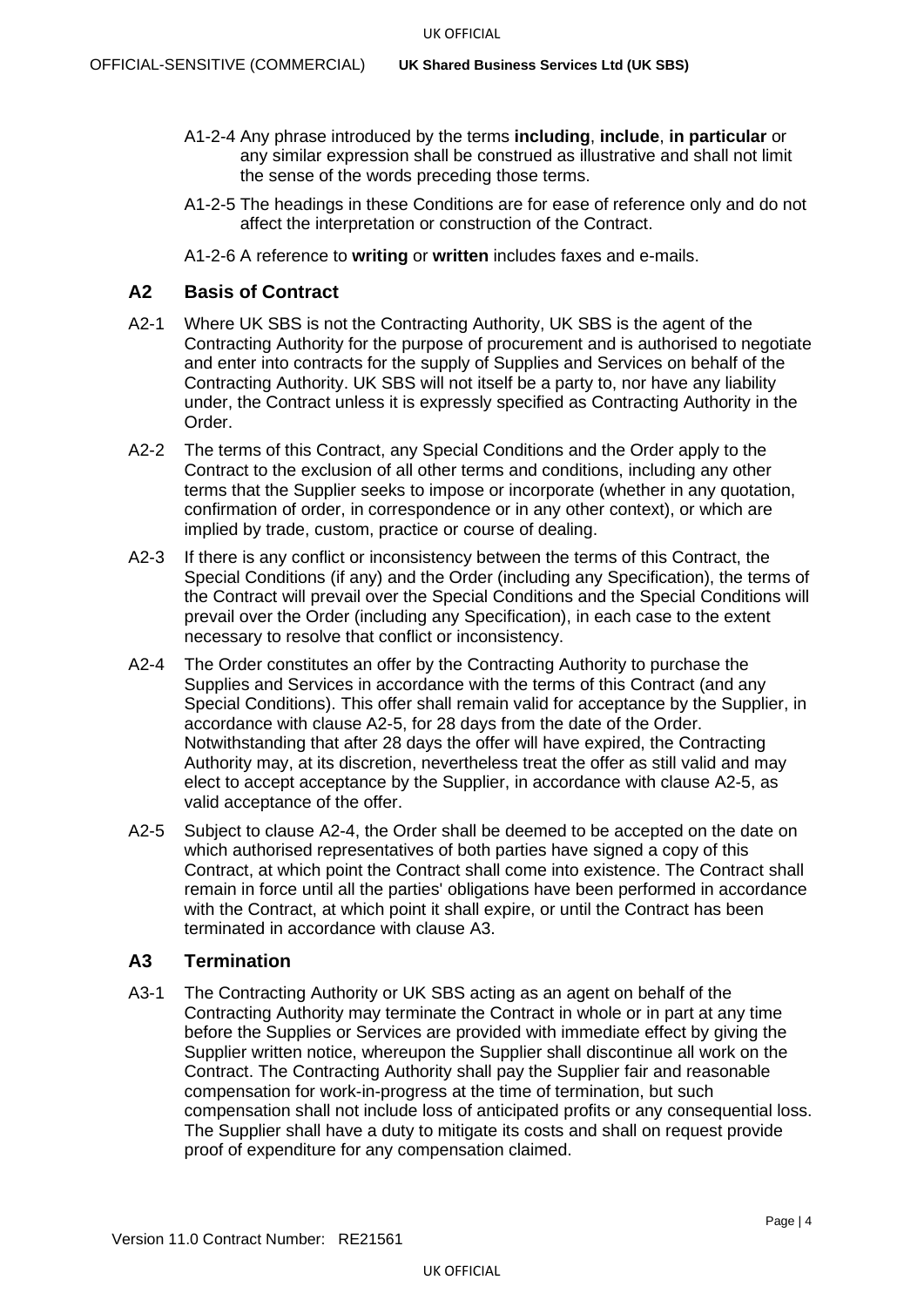A1-2-4 Any phrase introduced by the terms **including**, **include**, **in particular** or any similar expression shall be construed as illustrative and shall not limit the sense of the words preceding those terms.

A1-2-5 The headings in these Conditions are for ease of reference only and do not affect the interpretation or construction of the Contract.

A1-2-6 A reference to **writing** or **written** includes faxes and e-mails.

## A2 Basis of Contract

A2-1 Where UK SBS is not the Contracting Authority, UK SBS is the agent of the Contracting Authority for the purpose of procurement and is authorised to negotiate and enter into contracts for the supply of Supplies and Services on behalf of the Contracting Authority. UK SBS will not itself be a party to, nor have any liability under, the Contract unless it is expressly specified as Contracting Authority in the Order.

A2-2 The terms of this Contract, any Special Conditions and the Order apply to the Contract to the exclusion of all other terms and conditions, including any other terms that the Supplier seeks to impose or incorporate (whether in any quotation, confirmation of order, in correspondence or in any other context), or which are implied by trade, custom, practice or course of dealing.

A2-3 If there is any conflict or inconsistency between the terms of this Contract, the Special Conditions (if any) and the Order (including any Specification), the terms of the Contract will prevail over the Special Conditions and the Special Conditions will prevail over the Order (including any Specification), in each case to the extent necessary to resolve that conflict or inconsistency.

A2-4 The Order constitutes an offer by the Contracting Authority to purchase the Supplies and Services in accordance with the terms of this Contract (and any Special Conditions). This offer shall remain valid for acceptance by the Supplier, in accordance with clause A2-5, for 28 days from the date of the Order. Notwithstanding that after 28 days the offer will have expired, the Contracting Authority may, at its discretion, nevertheless treat the offer as still valid and may elect to accept acceptance by the Supplier, in accordance with clause A2-5, as valid acceptance of the offer.

A2-5 Subject to clause A2-4, the Order shall be deemed to be accepted on the date on which authorised representatives of both parties have signed a copy of this Contract, at which point the Contract shall come into existence. The Contract shall remain in force until all the parties' obligations have been performed in accordance with the Contract, at which point it shall expire, or until the Contract has been terminated in accordance with clause A3.

## A3 Termination

A3-1 The Contracting Authority or UK SBS acting as an agent on behalf of the Contracting Authority may terminate the Contract in whole or in part at any time before the Supplies or Services are provided with immediate effect by giving the Supplier written notice, whereupon the Supplier shall discontinue all work on the Contract. The Contracting Authority shall pay the Supplier fair and reasonable compensation for work-in-progress at the time of termination, but such compensation shall not include loss of anticipated profits or any consequential loss. The Supplier shall have a duty to mitigate its costs and shall on request provide proof of expenditure for any compensation claimed.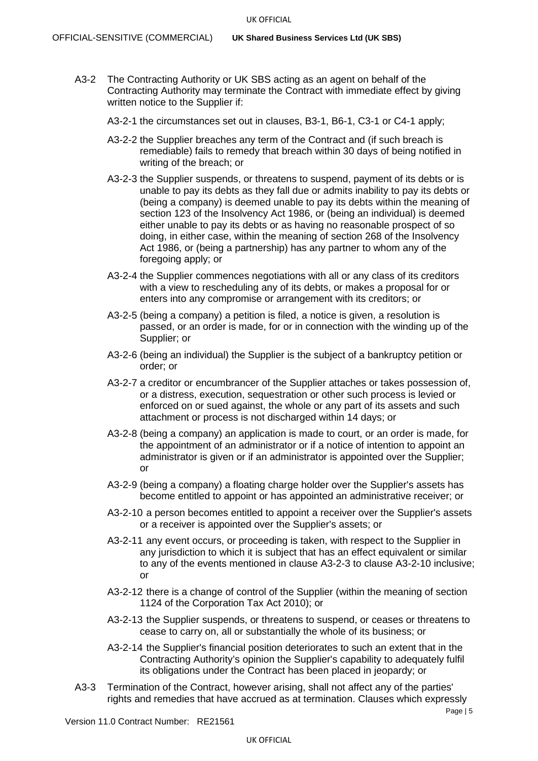A3-2 The Contracting Authority or UK SBS acting as an agent on behalf of the Contracting Authority may terminate the Contract with immediate effect by giving written notice to the Supplier if:

A3-2-1 the circumstances set out in clauses, B3-1, B6-1, C3-1 or C4-1 apply;

A3-2-2 the Supplier breaches any term of the Contract and (if such breach is remediable) fails to remedy that breach within 30 days of being notified in writing of the breach; or

A3-2-3 the Supplier suspends, or threatens to suspend, payment of its debts or is unable to pay its debts as they fall due or admits inability to pay its debts or (being a company) is deemed unable to pay its debts within the meaning of section 123 of the Insolvency Act 1986, or (being an individual) is deemed either unable to pay its debts or as having no reasonable prospect of so doing, in either case, within the meaning of section 268 of the Insolvency Act 1986, or (being a partnership) has any partner to whom any of the foregoing apply; or

A3-2-4 the Supplier commences negotiations with all or any class of its creditors with a view to rescheduling any of its debts, or makes a proposal for or enters into any compromise or arrangement with its creditors; or

A3-2-5 (being a company) a petition is filed, a notice is given, a resolution is passed, or an order is made, for or in connection with the winding up of the Supplier; or

A3-2-6 (being an individual) the Supplier is the subject of a bankruptcy petition or order; or

A3-2-7 a creditor or encumbrancer of the Supplier attaches or takes possession of, or a distress, execution, sequestration or other such process is levied or enforced on or sued against, the whole or any part of its assets and such attachment or process is not discharged within 14 days; or

A3-2-8 (being a company) an application is made to court, or an order is made, for the appointment of an administrator or if a notice of intention to appoint an administrator is given or if an administrator is appointed over the Supplier; or

A3-2-9 (being a company) a floating charge holder over the Supplier's assets has become entitled to appoint or has appointed an administrative receiver; or

A3-2-10 a person becomes entitled to appoint a receiver over the Supplier's assets or a receiver is appointed over the Supplier's assets; or

A3-2-11 any event occurs, or proceeding is taken, with respect to the Supplier in any jurisdiction to which it is subject that has an effect equivalent or similar to any of the events mentioned in clause A3-2-3 to clause A3-2-10 inclusive; or

A3-2-12 there is a change of control of the Supplier (within the meaning of section 1124 of the Corporation Tax Act 2010); or

A3-2-13 the Supplier suspends, or threatens to suspend, or ceases or threatens to cease to carry on, all or substantially the whole of its business; or

A3-2-14 the Supplier's financial position deteriorates to such an extent that in the Contracting Authority's opinion the Supplier's capability to adequately fulfil its obligations under the Contract has been placed in jeopardy; or

A3-3 Termination of the Contract, however arising, shall not affect any of the parties' rights and remedies that have accrued as at termination. Clauses which expressly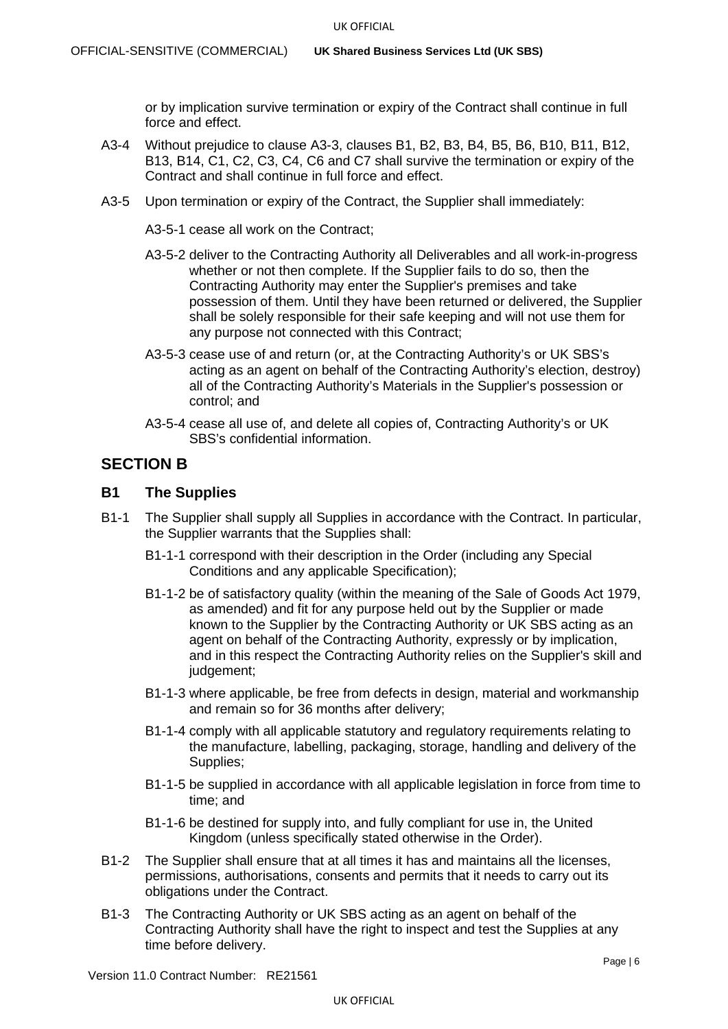or by implication survive termination or expiry of the Contract shall continue in full force and effect.

A3-4 Without prejudice to clause A3-3, clauses B1, B2, B3, B4, B5, B6, B10, B11, B12, B13, B14, C1, C2, C3, C4, C6 and C7 shall survive the termination or expiry of the Contract and shall continue in full force and effect.

A3-5 Upon termination or expiry of the Contract, the Supplier shall immediately:

A3-5-1 cease all work on the Contract;

A3-5-2 deliver to the Contracting Authority all Deliverables and all work-in-progress whether or not then complete. If the Supplier fails to do so, then the Contracting Authority may enter the Supplier's premises and take possession of them. Until they have been returned or delivered, the Supplier shall be solely responsible for their safe keeping and will not use them for any purpose not connected with this Contract;

A3-5-3 cease use of and return (or, at the Contracting Authority's or UK SBS's acting as an agent on behalf of the Contracting Authority's election, destroy) all of the Contracting Authority's Materials in the Supplier's possession or control; and

A3-5-4 cease all use of, and delete all copies of, Contracting Authority's or UK SBS's confidential information.

## SECTION B

### B1 The Supplies

B1-1 The Supplier shall supply all Supplies in accordance with the Contract. In particular, the Supplier warrants that the Supplies shall:

B1-1-1 correspond with their description in the Order (including any Special Conditions and any applicable Specification);

B1-1-2 be of satisfactory quality (within the meaning of the Sale of Goods Act 1979, as amended) and fit for any purpose held out by the Supplier or made known to the Supplier by the Contracting Authority or UK SBS acting as an agent on behalf of the Contracting Authority, expressly or by implication, and in this respect the Contracting Authority relies on the Supplier's skill and judgement;

B1-1-3 where applicable, be free from defects in design, material and workmanship and remain so for 36 months after delivery;

B1-1-4 comply with all applicable statutory and regulatory requirements relating to the manufacture, labelling, packaging, storage, handling and delivery of the Supplies;

B1-1-5 be supplied in accordance with all applicable legislation in force from time to time; and

B1-1-6 be destined for supply into, and fully compliant for use in, the United Kingdom (unless specifically stated otherwise in the Order).

B1-2 The Supplier shall ensure that at all times it has and maintains all the licenses, permissions, authorisations, consents and permits that it needs to carry out its obligations under the Contract.

B1-3 The Contracting Authority or UK SBS acting as an agent on behalf of the Contracting Authority shall have the right to inspect and test the Supplies at any time before delivery.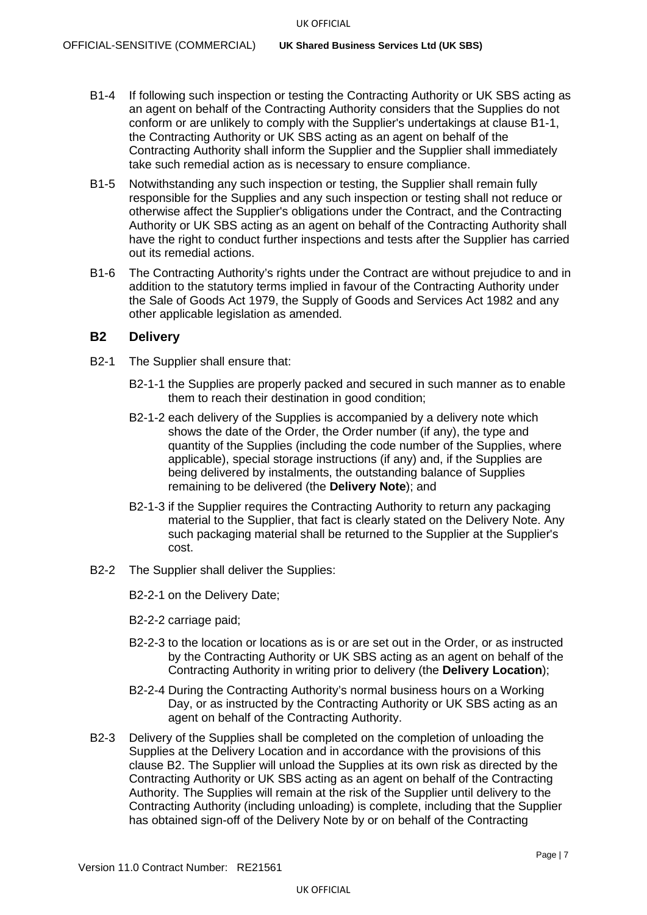B1-4 If following such inspection or testing the Contracting Authority or UK SBS acting as an agent on behalf of the Contracting Authority considers that the Supplies do not conform or are unlikely to comply with the Supplier's undertakings at clause B1-1, the Contracting Authority or UK SBS acting as an agent on behalf of the Contracting Authority shall inform the Supplier and the Supplier shall immediately take such remedial action as is necessary to ensure compliance.

B1-5 Notwithstanding any such inspection or testing, the Supplier shall remain fully responsible for the Supplies and any such inspection or testing shall not reduce or otherwise affect the Supplier's obligations under the Contract, and the Contracting Authority or UK SBS acting as an agent on behalf of the Contracting Authority shall have the right to conduct further inspections and tests after the Supplier has carried out its remedial actions.

B1-6 The Contracting Authority's rights under the Contract are without prejudice to and in addition to the statutory terms implied in favour of the Contracting Authority under the Sale of Goods Act 1979, the Supply of Goods and Services Act 1982 and any other applicable legislation as amended.

## B2 Delivery

B2-1 The Supplier shall ensure that:

B2-1-1 the Supplies are properly packed and secured in such manner as to enable them to reach their destination in good condition;

B2-1-2 each delivery of the Supplies is accompanied by a delivery note which shows the date of the Order, the Order number (if any), the type and quantity of the Supplies (including the code number of the Supplies, where applicable), special storage instructions (if any) and, if the Supplies are being delivered by instalments, the outstanding balance of Supplies remaining to be delivered (the **Delivery Note**); and

B2-1-3 if the Supplier requires the Contracting Authority to return any packaging material to the Supplier, that fact is clearly stated on the Delivery Note. Any such packaging material shall be returned to the Supplier at the Supplier's cost.

B2-2 The Supplier shall deliver the Supplies:

B2-2-1 on the Delivery Date;

B2-2-2 carriage paid;

B2-2-3 to the location or locations as is or are set out in the Order, or as instructed by the Contracting Authority or UK SBS acting as an agent on behalf of the Contracting Authority in writing prior to delivery (the **Delivery Location**);

B2-2-4 During the Contracting Authority's normal business hours on a Working Day, or as instructed by the Contracting Authority or UK SBS acting as an agent on behalf of the Contracting Authority.

B2-3 Delivery of the Supplies shall be completed on the completion of unloading the Supplies at the Delivery Location and in accordance with the provisions of this clause B2. The Supplier will unload the Supplies at its own risk as directed by the Contracting Authority or UK SBS acting as an agent on behalf of the Contracting Authority. The Supplies will remain at the risk of the Supplier until delivery to the Contracting Authority (including unloading) is complete, including that the Supplier has obtained sign-off of the Delivery Note by or on behalf of the Contracting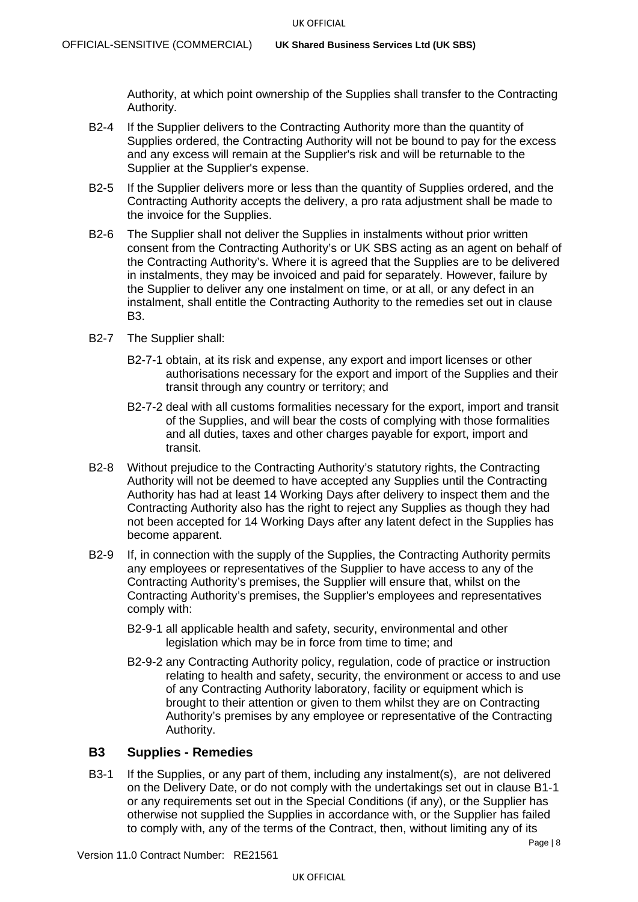Authority, at which point ownership of the Supplies shall transfer to the Contracting Authority.

B2-4 If the Supplier delivers to the Contracting Authority more than the quantity of Supplies ordered, the Contracting Authority will not be bound to pay for the excess and any excess will remain at the Supplier's risk and will be returnable to the Supplier at the Supplier's expense.

B2-5 If the Supplier delivers more or less than the quantity of Supplies ordered, and the Contracting Authority accepts the delivery, a pro rata adjustment shall be made to the invoice for the Supplies.

B2-6 The Supplier shall not deliver the Supplies in instalments without prior written consent from the Contracting Authority's or UK SBS acting as an agent on behalf of the Contracting Authority's. Where it is agreed that the Supplies are to be delivered in instalments, they may be invoiced and paid for separately. However, failure by the Supplier to deliver any one instalment on time, or at all, or any defect in an instalment, shall entitle the Contracting Authority to the remedies set out in clause B3.

B2-7 The Supplier shall:

B2-7-1 obtain, at its risk and expense, any export and import licenses or other authorisations necessary for the export and import of the Supplies and their transit through any country or territory; and

B2-7-2 deal with all customs formalities necessary for the export, import and transit of the Supplies, and will bear the costs of complying with those formalities and all duties, taxes and other charges payable for export, import and transit.

B2-8 Without prejudice to the Contracting Authority's statutory rights, the Contracting Authority will not be deemed to have accepted any Supplies until the Contracting Authority has had at least 14 Working Days after delivery to inspect them and the Contracting Authority also has the right to reject any Supplies as though they had not been accepted for 14 Working Days after any latent defect in the Supplies has become apparent.

B2-9 If, in connection with the supply of the Supplies, the Contracting Authority permits any employees or representatives of the Supplier to have access to any of the Contracting Authority's premises, the Supplier will ensure that, whilst on the Contracting Authority's premises, the Supplier's employees and representatives comply with:

B2-9-1 all applicable health and safety, security, environmental and other legislation which may be in force from time to time; and

B2-9-2 any Contracting Authority policy, regulation, code of practice or instruction relating to health and safety, security, the environment or access to and use of any Contracting Authority laboratory, facility or equipment which is brought to their attention or given to them whilst they are on Contracting Authority's premises by any employee or representative of the Contracting Authority.

## B3 Supplies - Remedies

B3-1 If the Supplies, or any part of them, including any instalment(s), are not delivered on the Delivery Date, or do not comply with the undertakings set out in clause B1-1 or any requirements set out in the Special Conditions (if any), or the Supplier has otherwise not supplied the Supplies in accordance with, or the Supplier has failed to comply with, any of the terms of the Contract, then, without limiting any of its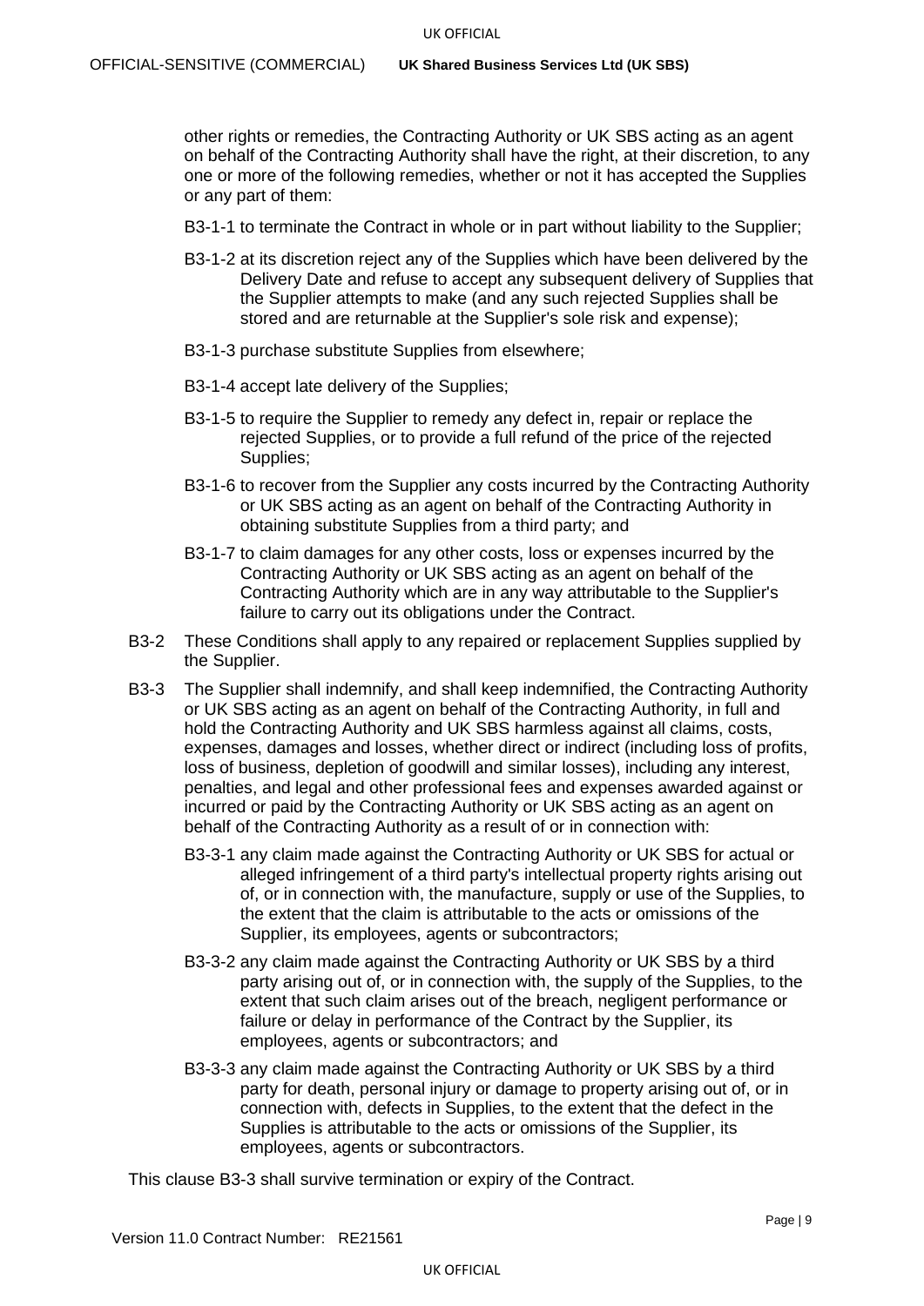other rights or remedies, the Contracting Authority or UK SBS acting as an agent on behalf of the Contracting Authority shall have the right, at their discretion, to any one or more of the following remedies, whether or not it has accepted the Supplies or any part of them:

B3-1-1 to terminate the Contract in whole or in part without liability to the Supplier;

B3-1-2 at its discretion reject any of the Supplies which have been delivered by the Delivery Date and refuse to accept any subsequent delivery of Supplies that the Supplier attempts to make (and any such rejected Supplies shall be stored and are returnable at the Supplier's sole risk and expense);

B3-1-3 purchase substitute Supplies from elsewhere;

B3-1-4 accept late delivery of the Supplies;

B3-1-5 to require the Supplier to remedy any defect in, repair or replace the rejected Supplies, or to provide a full refund of the price of the rejected Supplies;

B3-1-6 to recover from the Supplier any costs incurred by the Contracting Authority or UK SBS acting as an agent on behalf of the Contracting Authority in obtaining substitute Supplies from a third party; and

B3-1-7 to claim damages for any other costs, loss or expenses incurred by the Contracting Authority or UK SBS acting as an agent on behalf of the Contracting Authority which are in any way attributable to the Supplier's failure to carry out its obligations under the Contract.

B3-2 These Conditions shall apply to any repaired or replacement Supplies supplied by the Supplier.

B3-3 The Supplier shall indemnify, and shall keep indemnified, the Contracting Authority or UK SBS acting as an agent on behalf of the Contracting Authority, in full and hold the Contracting Authority and UK SBS harmless against all claims, costs, expenses, damages and losses, whether direct or indirect (including loss of profits, loss of business, depletion of goodwill and similar losses), including any interest, penalties, and legal and other professional fees and expenses awarded against or incurred or paid by the Contracting Authority or UK SBS acting as an agent on behalf of the Contracting Authority as a result of or in connection with:

B3-3-1 any claim made against the Contracting Authority or UK SBS for actual or alleged infringement of a third party's intellectual property rights arising out of, or in connection with, the manufacture, supply or use of the Supplies, to the extent that the claim is attributable to the acts or omissions of the Supplier, its employees, agents or subcontractors;

B3-3-2 any claim made against the Contracting Authority or UK SBS by a third party arising out of, or in connection with, the supply of the Supplies, to the extent that such claim arises out of the breach, negligent performance or failure or delay in performance of the Contract by the Supplier, its employees, agents or subcontractors; and

B3-3-3 any claim made against the Contracting Authority or UK SBS by a third party for death, personal injury or damage to property arising out of, or in connection with, defects in Supplies, to the extent that the defect in the Supplies is attributable to the acts or omissions of the Supplier, its employees, agents or subcontractors.

This clause B3-3 shall survive termination or expiry of the Contract.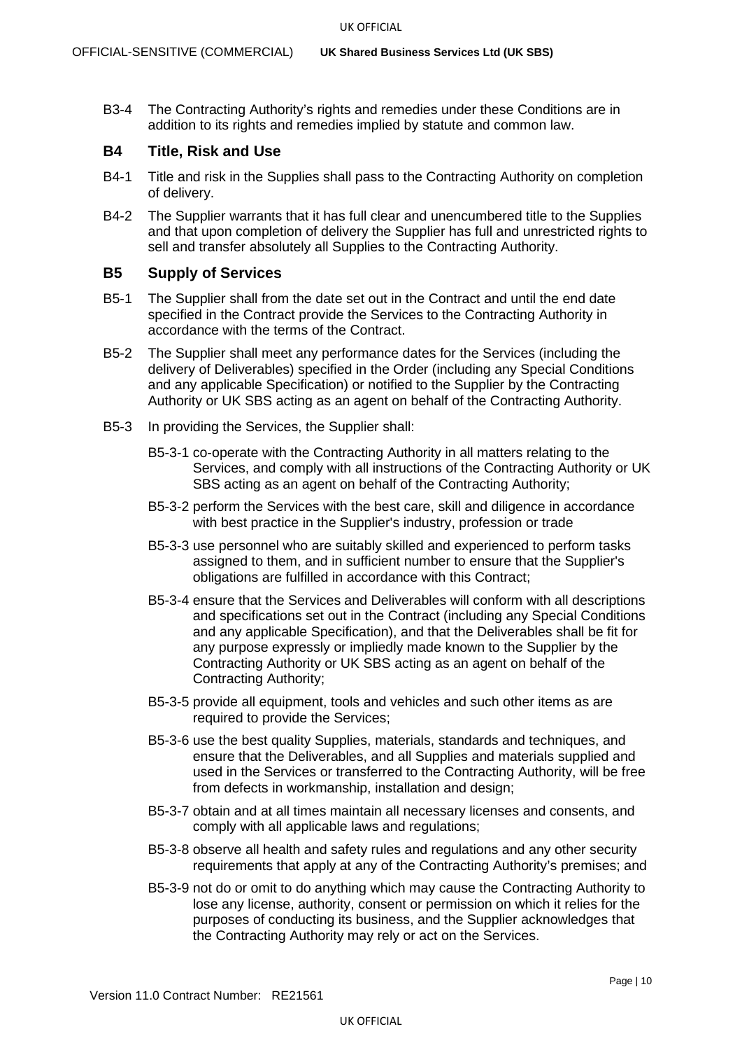B3-4 The Contracting Authority's rights and remedies under these Conditions are in addition to its rights and remedies implied by statute and common law.

## B4 Title, Risk and Use

B4-1 Title and risk in the Supplies shall pass to the Contracting Authority on completion of delivery.

B4-2 The Supplier warrants that it has full clear and unencumbered title to the Supplies and that upon completion of delivery the Supplier has full and unrestricted rights to sell and transfer absolutely all Supplies to the Contracting Authority.

## B5 Supply of Services

B5-1 The Supplier shall from the date set out in the Contract and until the end date specified in the Contract provide the Services to the Contracting Authority in accordance with the terms of the Contract.

B5-2 The Supplier shall meet any performance dates for the Services (including the delivery of Deliverables) specified in the Order (including any Special Conditions and any applicable Specification) or notified to the Supplier by the Contracting Authority or UK SBS acting as an agent on behalf of the Contracting Authority.

B5-3 In providing the Services, the Supplier shall:

B5-3-1 co-operate with the Contracting Authority in all matters relating to the Services, and comply with all instructions of the Contracting Authority or UK SBS acting as an agent on behalf of the Contracting Authority;

B5-3-2 perform the Services with the best care, skill and diligence in accordance with best practice in the Supplier's industry, profession or trade

B5-3-3 use personnel who are suitably skilled and experienced to perform tasks assigned to them, and in sufficient number to ensure that the Supplier's obligations are fulfilled in accordance with this Contract;

B5-3-4 ensure that the Services and Deliverables will conform with all descriptions and specifications set out in the Contract (including any Special Conditions and any applicable Specification), and that the Deliverables shall be fit for any purpose expressly or impliedly made known to the Supplier by the Contracting Authority or UK SBS acting as an agent on behalf of the Contracting Authority;

B5-3-5 provide all equipment, tools and vehicles and such other items as are required to provide the Services;

B5-3-6 use the best quality Supplies, materials, standards and techniques, and ensure that the Deliverables, and all Supplies and materials supplied and used in the Services or transferred to the Contracting Authority, will be free from defects in workmanship, installation and design;

B5-3-7 obtain and at all times maintain all necessary licenses and consents, and comply with all applicable laws and regulations;

B5-3-8 observe all health and safety rules and regulations and any other security requirements that apply at any of the Contracting Authority's premises; and

B5-3-9 not do or omit to do anything which may cause the Contracting Authority to lose any license, authority, consent or permission on which it relies for the purposes of conducting its business, and the Supplier acknowledges that the Contracting Authority may rely or act on the Services.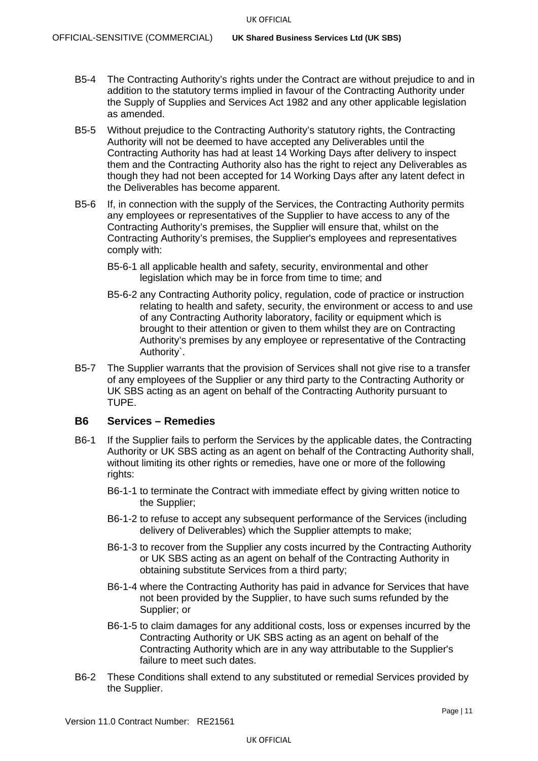B5-4 The Contracting Authority's rights under the Contract are without prejudice to and in addition to the statutory terms implied in favour of the Contracting Authority under the Supply of Supplies and Services Act 1982 and any other applicable legislation as amended.

B5-5 Without prejudice to the Contracting Authority's statutory rights, the Contracting Authority will not be deemed to have accepted any Deliverables until the Contracting Authority has had at least 14 Working Days after delivery to inspect them and the Contracting Authority also has the right to reject any Deliverables as though they had not been accepted for 14 Working Days after any latent defect in the Deliverables has become apparent.

B5-6 If, in connection with the supply of the Services, the Contracting Authority permits any employees or representatives of the Supplier to have access to any of the Contracting Authority's premises, the Supplier will ensure that, whilst on the Contracting Authority's premises, the Supplier's employees and representatives comply with:

B5-6-1 all applicable health and safety, security, environmental and other legislation which may be in force from time to time; and

B5-6-2 any Contracting Authority policy, regulation, code of practice or instruction relating to health and safety, security, the environment or access to and use of any Contracting Authority laboratory, facility or equipment which is brought to their attention or given to them whilst they are on Contracting Authority's premises by any employee or representative of the Contracting Authority`.

B5-7 The Supplier warrants that the provision of Services shall not give rise to a transfer of any employees of the Supplier or any third party to the Contracting Authority or UK SBS acting as an agent on behalf of the Contracting Authority pursuant to TUPE.

## B6 Services – Remedies

B6-1 If the Supplier fails to perform the Services by the applicable dates, the Contracting Authority or UK SBS acting as an agent on behalf of the Contracting Authority shall, without limiting its other rights or remedies, have one or more of the following rights:

B6-1-1 to terminate the Contract with immediate effect by giving written notice to the Supplier;

B6-1-2 to refuse to accept any subsequent performance of the Services (including delivery of Deliverables) which the Supplier attempts to make;

B6-1-3 to recover from the Supplier any costs incurred by the Contracting Authority or UK SBS acting as an agent on behalf of the Contracting Authority in obtaining substitute Services from a third party;

B6-1-4 where the Contracting Authority has paid in advance for Services that have not been provided by the Supplier, to have such sums refunded by the Supplier; or

B6-1-5 to claim damages for any additional costs, loss or expenses incurred by the Contracting Authority or UK SBS acting as an agent on behalf of the Contracting Authority which are in any way attributable to the Supplier's failure to meet such dates.

B6-2 These Conditions shall extend to any substituted or remedial Services provided by the Supplier.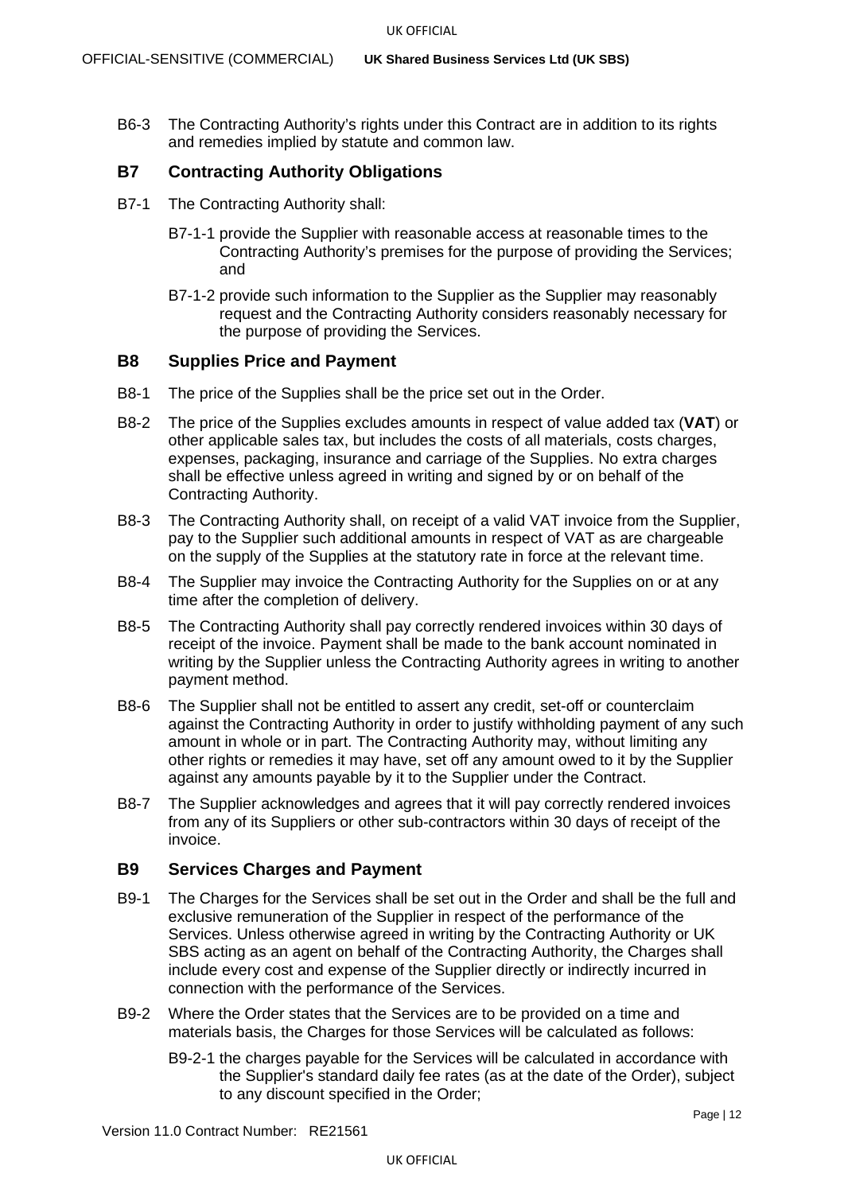B6-3 The Contracting Authority's rights under this Contract are in addition to its rights and remedies implied by statute and common law.

## B7 Contracting Authority Obligations

B7-1 The Contracting Authority shall:

B7-1-1 provide the Supplier with reasonable access at reasonable times to the Contracting Authority's premises for the purpose of providing the Services; and

B7-1-2 provide such information to the Supplier as the Supplier may reasonably request and the Contracting Authority considers reasonably necessary for the purpose of providing the Services.

## B8 Supplies Price and Payment

B8-1 The price of the Supplies shall be the price set out in the Order.

B8-2 The price of the Supplies excludes amounts in respect of value added tax (**VAT**) or other applicable sales tax, but includes the costs of all materials, costs charges, expenses, packaging, insurance and carriage of the Supplies. No extra charges shall be effective unless agreed in writing and signed by or on behalf of the Contracting Authority.

B8-3 The Contracting Authority shall, on receipt of a valid VAT invoice from the Supplier, pay to the Supplier such additional amounts in respect of VAT as are chargeable on the supply of the Supplies at the statutory rate in force at the relevant time.

B8-4 The Supplier may invoice the Contracting Authority for the Supplies on or at any time after the completion of delivery.

B8-5 The Contracting Authority shall pay correctly rendered invoices within 30 days of receipt of the invoice. Payment shall be made to the bank account nominated in writing by the Supplier unless the Contracting Authority agrees in writing to another payment method.

B8-6 The Supplier shall not be entitled to assert any credit, set-off or counterclaim against the Contracting Authority in order to justify withholding payment of any such amount in whole or in part. The Contracting Authority may, without limiting any other rights or remedies it may have, set off any amount owed to it by the Supplier against any amounts payable by it to the Supplier under the Contract.

B8-7 The Supplier acknowledges and agrees that it will pay correctly rendered invoices from any of its Suppliers or other sub-contractors within 30 days of receipt of the invoice.

## B9 Services Charges and Payment

B9-1 The Charges for the Services shall be set out in the Order and shall be the full and exclusive remuneration of the Supplier in respect of the performance of the Services. Unless otherwise agreed in writing by the Contracting Authority or UK SBS acting as an agent on behalf of the Contracting Authority, the Charges shall include every cost and expense of the Supplier directly or indirectly incurred in connection with the performance of the Services.

B9-2 Where the Order states that the Services are to be provided on a time and materials basis, the Charges for those Services will be calculated as follows:

B9-2-1 the charges payable for the Services will be calculated in accordance with the Supplier's standard daily fee rates (as at the date of the Order), subject to any discount specified in the Order;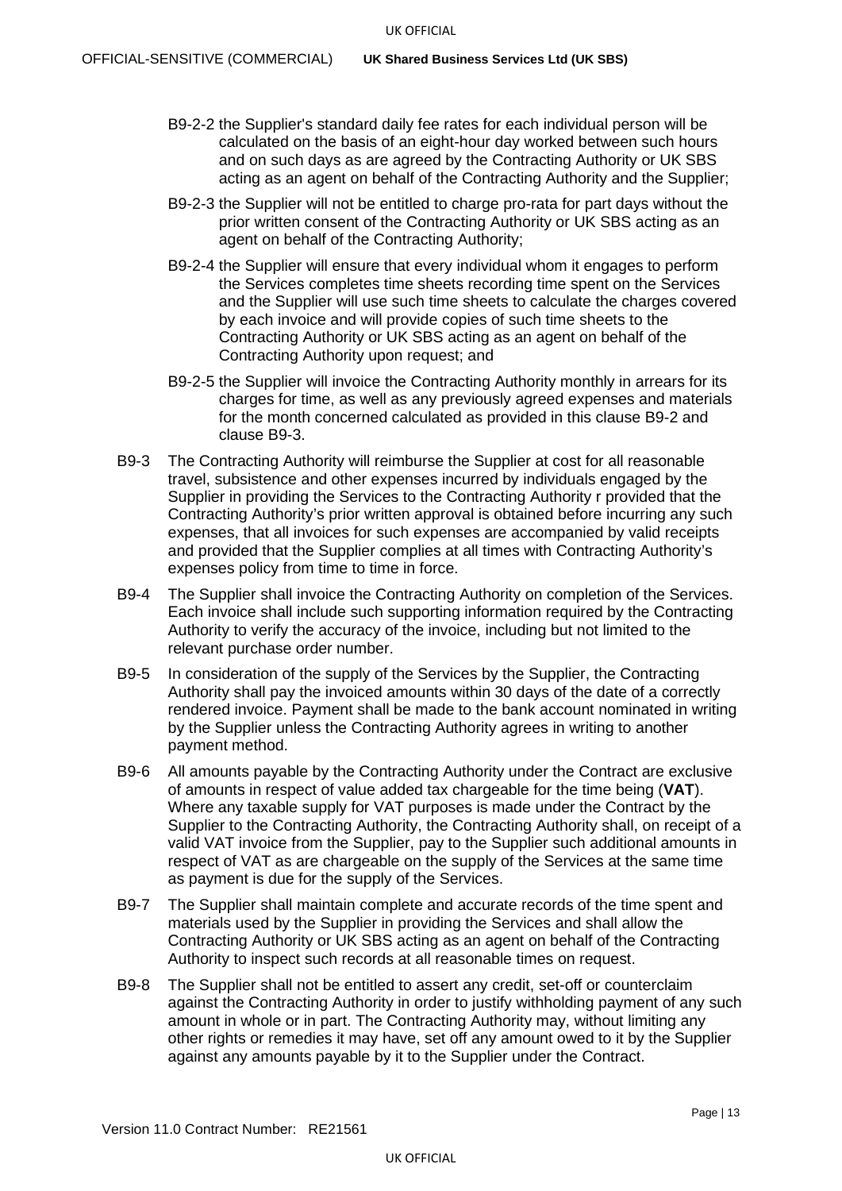B9-2-2 the Supplier's standard daily fee rates for each individual person will be calculated on the basis of an eight-hour day worked between such hours and on such days as are agreed by the Contracting Authority or UK SBS acting as an agent on behalf of the Contracting Authority and the Supplier;

B9-2-3 the Supplier will not be entitled to charge pro-rata for part days without the prior written consent of the Contracting Authority or UK SBS acting as an agent on behalf of the Contracting Authority;

B9-2-4 the Supplier will ensure that every individual whom it engages to perform the Services completes time sheets recording time spent on the Services and the Supplier will use such time sheets to calculate the charges covered by each invoice and will provide copies of such time sheets to the Contracting Authority or UK SBS acting as an agent on behalf of the Contracting Authority upon request; and

B9-2-5 the Supplier will invoice the Contracting Authority monthly in arrears for its charges for time, as well as any previously agreed expenses and materials for the month concerned calculated as provided in this clause B9-2 and clause B9-3.

B9-3 The Contracting Authority will reimburse the Supplier at cost for all reasonable travel, subsistence and other expenses incurred by individuals engaged by the Supplier in providing the Services to the Contracting Authority r provided that the Contracting Authority's prior written approval is obtained before incurring any such expenses, that all invoices for such expenses are accompanied by valid receipts and provided that the Supplier complies at all times with Contracting Authority's expenses policy from time to time in force.

B9-4 The Supplier shall invoice the Contracting Authority on completion of the Services. Each invoice shall include such supporting information required by the Contracting Authority to verify the accuracy of the invoice, including but not limited to the relevant purchase order number.

B9-5 In consideration of the supply of the Services by the Supplier, the Contracting Authority shall pay the invoiced amounts within 30 days of the date of a correctly rendered invoice. Payment shall be made to the bank account nominated in writing by the Supplier unless the Contracting Authority agrees in writing to another payment method.

B9-6 All amounts payable by the Contracting Authority under the Contract are exclusive of amounts in respect of value added tax chargeable for the time being (**VAT**). Where any taxable supply for VAT purposes is made under the Contract by the Supplier to the Contracting Authority, the Contracting Authority shall, on receipt of a valid VAT invoice from the Supplier, pay to the Supplier such additional amounts in respect of VAT as are chargeable on the supply of the Services at the same time as payment is due for the supply of the Services.

B9-7 The Supplier shall maintain complete and accurate records of the time spent and materials used by the Supplier in providing the Services and shall allow the Contracting Authority or UK SBS acting as an agent on behalf of the Contracting Authority to inspect such records at all reasonable times on request.

B9-8 The Supplier shall not be entitled to assert any credit, set-off or counterclaim against the Contracting Authority in order to justify withholding payment of any such amount in whole or in part. The Contracting Authority may, without limiting any other rights or remedies it may have, set off any amount owed to it by the Supplier against any amounts payable by it to the Supplier under the Contract.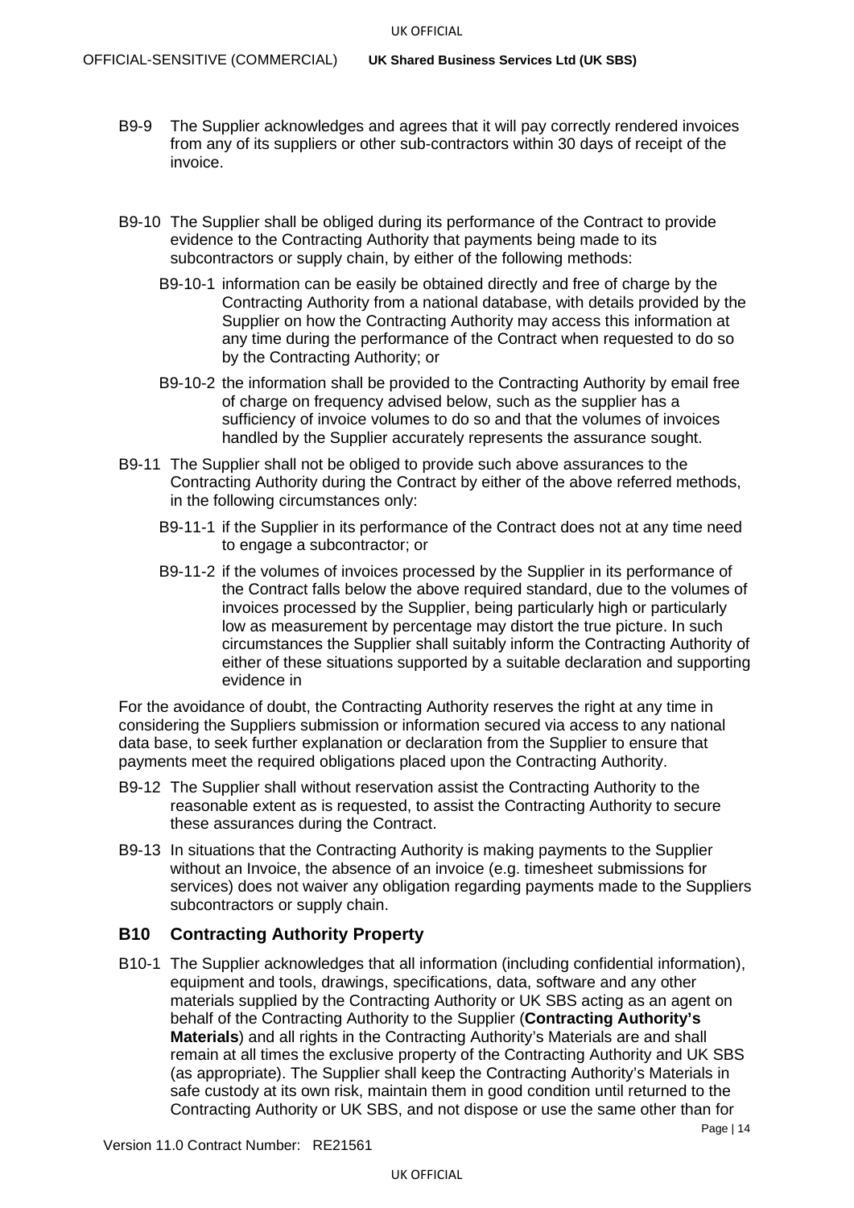B9-9 The Supplier acknowledges and agrees that it will pay correctly rendered invoices from any of its suppliers or other sub-contractors within 30 days of receipt of the invoice.

B9-10 The Supplier shall be obliged during its performance of the Contract to provide evidence to the Contracting Authority that payments being made to its subcontractors or supply chain, by either of the following methods:

B9-10-1 information can be easily be obtained directly and free of charge by the Contracting Authority from a national database, with details provided by the Supplier on how the Contracting Authority may access this information at any time during the performance of the Contract when requested to do so by the Contracting Authority; or

B9-10-2 the information shall be provided to the Contracting Authority by email free of charge on frequency advised below, such as the supplier has a sufficiency of invoice volumes to do so and that the volumes of invoices handled by the Supplier accurately represents the assurance sought.

B9-11 The Supplier shall not be obliged to provide such above assurances to the Contracting Authority during the Contract by either of the above referred methods, in the following circumstances only:

B9-11-1 if the Supplier in its performance of the Contract does not at any time need to engage a subcontractor; or

B9-11-2 if the volumes of invoices processed by the Supplier in its performance of the Contract falls below the above required standard, due to the volumes of invoices processed by the Supplier, being particularly high or particularly low as measurement by percentage may distort the true picture. In such circumstances the Supplier shall suitably inform the Contracting Authority of either of these situations supported by a suitable declaration and supporting evidence in

For the avoidance of doubt, the Contracting Authority reserves the right at any time in considering the Suppliers submission or information secured via access to any national data base, to seek further explanation or declaration from the Supplier to ensure that payments meet the required obligations placed upon the Contracting Authority.

B9-12 The Supplier shall without reservation assist the Contracting Authority to the reasonable extent as is requested, to assist the Contracting Authority to secure these assurances during the Contract.

B9-13 In situations that the Contracting Authority is making payments to the Supplier without an Invoice, the absence of an invoice (e.g. timesheet submissions for services) does not waiver any obligation regarding payments made to the Suppliers subcontractors or supply chain.

## B10 Contracting Authority Property

B10-1 The Supplier acknowledges that all information (including confidential information), equipment and tools, drawings, specifications, data, software and any other materials supplied by the Contracting Authority or UK SBS acting as an agent on behalf of the Contracting Authority to the Supplier (**Contracting Authority's Materials**) and all rights in the Contracting Authority's Materials are and shall remain at all times the exclusive property of the Contracting Authority and UK SBS (as appropriate). The Supplier shall keep the Contracting Authority's Materials in safe custody at its own risk, maintain them in good condition until returned to the Contracting Authority or UK SBS, and not dispose or use the same other than for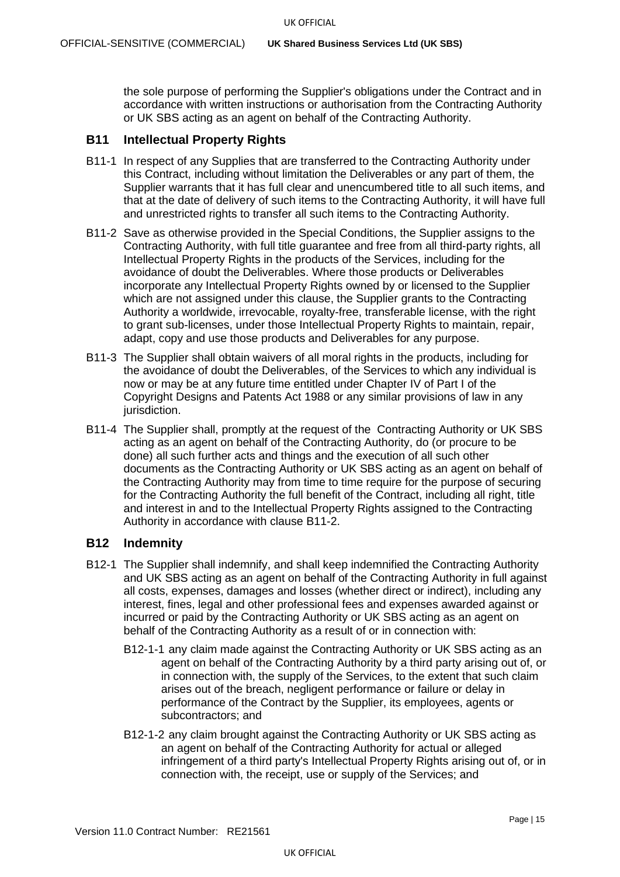the sole purpose of performing the Supplier's obligations under the Contract and in accordance with written instructions or authorisation from the Contracting Authority or UK SBS acting as an agent on behalf of the Contracting Authority.

## B11 Intellectual Property Rights

B11-1 In respect of any Supplies that are transferred to the Contracting Authority under this Contract, including without limitation the Deliverables or any part of them, the Supplier warrants that it has full clear and unencumbered title to all such items, and that at the date of delivery of such items to the Contracting Authority, it will have full and unrestricted rights to transfer all such items to the Contracting Authority.

B11-2 Save as otherwise provided in the Special Conditions, the Supplier assigns to the Contracting Authority, with full title guarantee and free from all third-party rights, all Intellectual Property Rights in the products of the Services, including for the avoidance of doubt the Deliverables. Where those products or Deliverables incorporate any Intellectual Property Rights owned by or licensed to the Supplier which are not assigned under this clause, the Supplier grants to the Contracting Authority a worldwide, irrevocable, royalty-free, transferable license, with the right to grant sub-licenses, under those Intellectual Property Rights to maintain, repair, adapt, copy and use those products and Deliverables for any purpose.

B11-3 The Supplier shall obtain waivers of all moral rights in the products, including for the avoidance of doubt the Deliverables, of the Services to which any individual is now or may be at any future time entitled under Chapter IV of Part I of the Copyright Designs and Patents Act 1988 or any similar provisions of law in any jurisdiction.

B11-4 The Supplier shall, promptly at the request of the Contracting Authority or UK SBS acting as an agent on behalf of the Contracting Authority, do (or procure to be done) all such further acts and things and the execution of all such other documents as the Contracting Authority or UK SBS acting as an agent on behalf of the Contracting Authority may from time to time require for the purpose of securing for the Contracting Authority the full benefit of the Contract, including all right, title and interest in and to the Intellectual Property Rights assigned to the Contracting Authority in accordance with clause B11-2.

## B12 Indemnity

B12-1 The Supplier shall indemnify, and shall keep indemnified the Contracting Authority and UK SBS acting as an agent on behalf of the Contracting Authority in full against all costs, expenses, damages and losses (whether direct or indirect), including any interest, fines, legal and other professional fees and expenses awarded against or incurred or paid by the Contracting Authority or UK SBS acting as an agent on behalf of the Contracting Authority as a result of or in connection with:

B12-1-1 any claim made against the Contracting Authority or UK SBS acting as an agent on behalf of the Contracting Authority by a third party arising out of, or in connection with, the supply of the Services, to the extent that such claim arises out of the breach, negligent performance or failure or delay in performance of the Contract by the Supplier, its employees, agents or subcontractors; and

B12-1-2 any claim brought against the Contracting Authority or UK SBS acting as an agent on behalf of the Contracting Authority for actual or alleged infringement of a third party's Intellectual Property Rights arising out of, or in connection with, the receipt, use or supply of the Services; and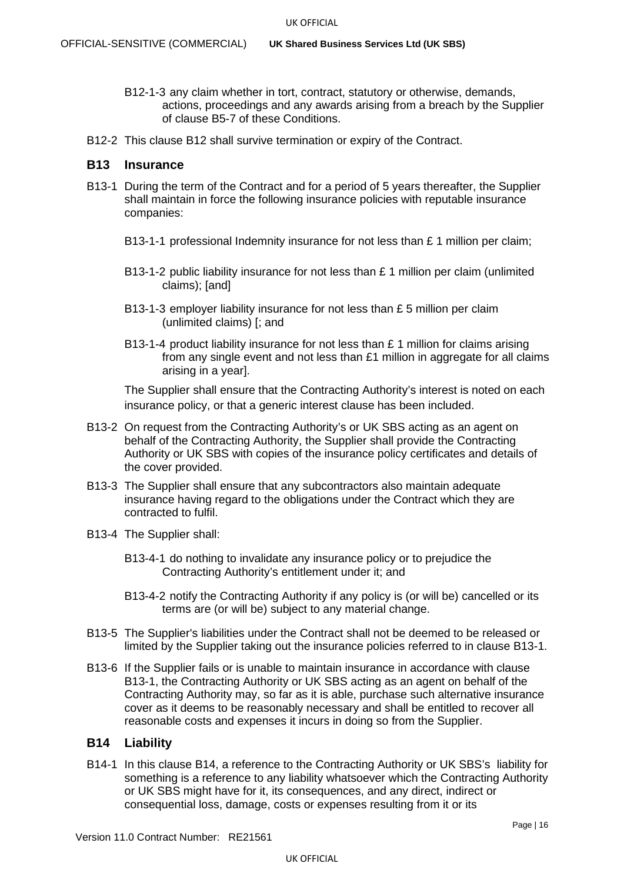B12-1-3 any claim whether in tort, contract, statutory or otherwise, demands, actions, proceedings and any awards arising from a breach by the Supplier of clause B5-7 of these Conditions.

B12-2 This clause B12 shall survive termination or expiry of the Contract.

## B13 Insurance

B13-1 During the term of the Contract and for a period of 5 years thereafter, the Supplier shall maintain in force the following insurance policies with reputable insurance companies:

B13-1-1 professional Indemnity insurance for not less than £ 1 million per claim;

B13-1-2 public liability insurance for not less than £ 1 million per claim (unlimited claims); [and]

B13-1-3 employer liability insurance for not less than £ 5 million per claim (unlimited claims) [; and

B13-1-4 product liability insurance for not less than £ 1 million for claims arising from any single event and not less than £1 million in aggregate for all claims arising in a year].

The Supplier shall ensure that the Contracting Authority's interest is noted on each insurance policy, or that a generic interest clause has been included.

B13-2 On request from the Contracting Authority's or UK SBS acting as an agent on behalf of the Contracting Authority, the Supplier shall provide the Contracting Authority or UK SBS with copies of the insurance policy certificates and details of the cover provided.

B13-3 The Supplier shall ensure that any subcontractors also maintain adequate insurance having regard to the obligations under the Contract which they are contracted to fulfil.

B13-4 The Supplier shall:

B13-4-1 do nothing to invalidate any insurance policy or to prejudice the Contracting Authority's entitlement under it; and

B13-4-2 notify the Contracting Authority if any policy is (or will be) cancelled or its terms are (or will be) subject to any material change.

B13-5 The Supplier's liabilities under the Contract shall not be deemed to be released or limited by the Supplier taking out the insurance policies referred to in clause B13-1.

B13-6 If the Supplier fails or is unable to maintain insurance in accordance with clause B13-1, the Contracting Authority or UK SBS acting as an agent on behalf of the Contracting Authority may, so far as it is able, purchase such alternative insurance cover as it deems to be reasonably necessary and shall be entitled to recover all reasonable costs and expenses it incurs in doing so from the Supplier.

## B14 Liability

B14-1 In this clause B14, a reference to the Contracting Authority or UK SBS's liability for something is a reference to any liability whatsoever which the Contracting Authority or UK SBS might have for it, its consequences, and any direct, indirect or consequential loss, damage, costs or expenses resulting from it or its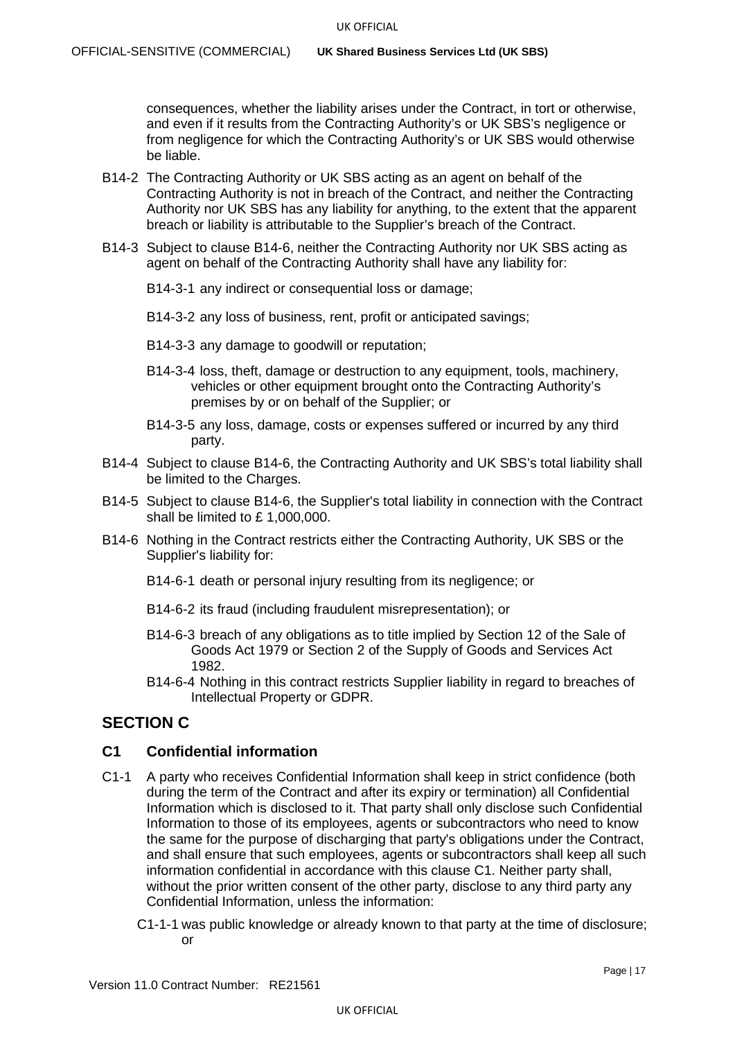consequences, whether the liability arises under the Contract, in tort or otherwise, and even if it results from the Contracting Authority's or UK SBS's negligence or from negligence for which the Contracting Authority's or UK SBS would otherwise be liable.

B14-2 The Contracting Authority or UK SBS acting as an agent on behalf of the Contracting Authority is not in breach of the Contract, and neither the Contracting Authority nor UK SBS has any liability for anything, to the extent that the apparent breach or liability is attributable to the Supplier's breach of the Contract.

B14-3 Subject to clause B14-6, neither the Contracting Authority nor UK SBS acting as agent on behalf of the Contracting Authority shall have any liability for:

B14-3-1 any indirect or consequential loss or damage;

B14-3-2 any loss of business, rent, profit or anticipated savings;

B14-3-3 any damage to goodwill or reputation;

B14-3-4 loss, theft, damage or destruction to any equipment, tools, machinery, vehicles or other equipment brought onto the Contracting Authority's premises by or on behalf of the Supplier; or

B14-3-5 any loss, damage, costs or expenses suffered or incurred by any third party.

B14-4 Subject to clause B14-6, the Contracting Authority and UK SBS's total liability shall be limited to the Charges.

B14-5 Subject to clause B14-6, the Supplier's total liability in connection with the Contract shall be limited to £ 1,000,000.

B14-6 Nothing in the Contract restricts either the Contracting Authority, UK SBS or the Supplier's liability for:

B14-6-1 death or personal injury resulting from its negligence; or

B14-6-2 its fraud (including fraudulent misrepresentation); or

B14-6-3 breach of any obligations as to title implied by Section 12 of the Sale of Goods Act 1979 or Section 2 of the Supply of Goods and Services Act 1982.

B14-6-4 Nothing in this contract restricts Supplier liability in regard to breaches of Intellectual Property or GDPR.

## SECTION C

### C1 Confidential information

C1-1 A party who receives Confidential Information shall keep in strict confidence (both during the term of the Contract and after its expiry or termination) all Confidential Information which is disclosed to it. That party shall only disclose such Confidential Information to those of its employees, agents or subcontractors who need to know the same for the purpose of discharging that party's obligations under the Contract, and shall ensure that such employees, agents or subcontractors shall keep all such information confidential in accordance with this clause C1. Neither party shall, without the prior written consent of the other party, disclose to any third party any Confidential Information, unless the information:

C1-1-1 was public knowledge or already known to that party at the time of disclosure; or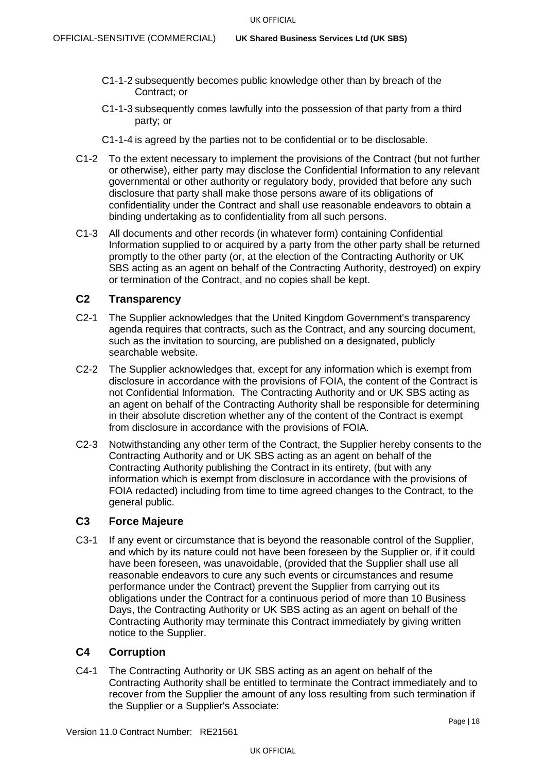C1-1-2 subsequently becomes public knowledge other than by breach of the Contract; or

C1-1-3 subsequently comes lawfully into the possession of that party from a third party; or

C1-1-4 is agreed by the parties not to be confidential or to be disclosable.

C1-2 To the extent necessary to implement the provisions of the Contract (but not further or otherwise), either party may disclose the Confidential Information to any relevant governmental or other authority or regulatory body, provided that before any such disclosure that party shall make those persons aware of its obligations of confidentiality under the Contract and shall use reasonable endeavors to obtain a binding undertaking as to confidentiality from all such persons.

C1-3 All documents and other records (in whatever form) containing Confidential Information supplied to or acquired by a party from the other party shall be returned promptly to the other party (or, at the election of the Contracting Authority or UK SBS acting as an agent on behalf of the Contracting Authority, destroyed) on expiry or termination of the Contract, and no copies shall be kept.

## C2 Transparency

C2-1 The Supplier acknowledges that the United Kingdom Government's transparency agenda requires that contracts, such as the Contract, and any sourcing document, such as the invitation to sourcing, are published on a designated, publicly searchable website.

C2-2 The Supplier acknowledges that, except for any information which is exempt from disclosure in accordance with the provisions of FOIA, the content of the Contract is not Confidential Information. The Contracting Authority and or UK SBS acting as an agent on behalf of the Contracting Authority shall be responsible for determining in their absolute discretion whether any of the content of the Contract is exempt from disclosure in accordance with the provisions of FOIA.

C2-3 Notwithstanding any other term of the Contract, the Supplier hereby consents to the Contracting Authority and or UK SBS acting as an agent on behalf of the Contracting Authority publishing the Contract in its entirety, (but with any information which is exempt from disclosure in accordance with the provisions of FOIA redacted) including from time to time agreed changes to the Contract, to the general public.

## C3 Force Majeure

C3-1 If any event or circumstance that is beyond the reasonable control of the Supplier, and which by its nature could not have been foreseen by the Supplier or, if it could have been foreseen, was unavoidable, (provided that the Supplier shall use all reasonable endeavors to cure any such events or circumstances and resume performance under the Contract) prevent the Supplier from carrying out its obligations under the Contract for a continuous period of more than 10 Business Days, the Contracting Authority or UK SBS acting as an agent on behalf of the Contracting Authority may terminate this Contract immediately by giving written notice to the Supplier.

## C4 Corruption

C4-1 The Contracting Authority or UK SBS acting as an agent on behalf of the Contracting Authority shall be entitled to terminate the Contract immediately and to recover from the Supplier the amount of any loss resulting from such termination if the Supplier or a Supplier's Associate: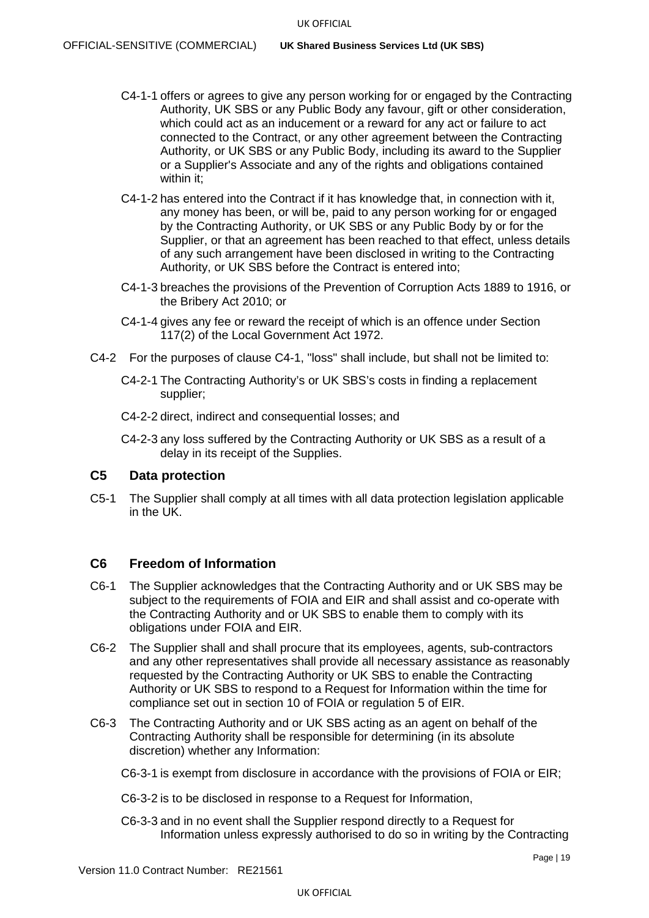C4-1-1 offers or agrees to give any person working for or engaged by the Contracting Authority, UK SBS or any Public Body any favour, gift or other consideration, which could act as an inducement or a reward for any act or failure to act connected to the Contract, or any other agreement between the Contracting Authority, or UK SBS or any Public Body, including its award to the Supplier or a Supplier's Associate and any of the rights and obligations contained within it;

C4-1-2 has entered into the Contract if it has knowledge that, in connection with it, any money has been, or will be, paid to any person working for or engaged by the Contracting Authority, or UK SBS or any Public Body by or for the Supplier, or that an agreement has been reached to that effect, unless details of any such arrangement have been disclosed in writing to the Contracting Authority, or UK SBS before the Contract is entered into;

C4-1-3 breaches the provisions of the Prevention of Corruption Acts 1889 to 1916, or the Bribery Act 2010; or

C4-1-4 gives any fee or reward the receipt of which is an offence under Section 117(2) of the Local Government Act 1972.

C4-2 For the purposes of clause C4-1, "loss" shall include, but shall not be limited to:

C4-2-1 The Contracting Authority's or UK SBS's costs in finding a replacement supplier;

C4-2-2 direct, indirect and consequential losses; and

C4-2-3 any loss suffered by the Contracting Authority or UK SBS as a result of a delay in its receipt of the Supplies.

## C5 Data protection

C5-1 The Supplier shall comply at all times with all data protection legislation applicable in the UK.

## C6 Freedom of Information

C6-1 The Supplier acknowledges that the Contracting Authority and or UK SBS may be subject to the requirements of FOIA and EIR and shall assist and co-operate with the Contracting Authority and or UK SBS to enable them to comply with its obligations under FOIA and EIR.

C6-2 The Supplier shall and shall procure that its employees, agents, sub-contractors and any other representatives shall provide all necessary assistance as reasonably requested by the Contracting Authority or UK SBS to enable the Contracting Authority or UK SBS to respond to a Request for Information within the time for compliance set out in section 10 of FOIA or regulation 5 of EIR.

C6-3 The Contracting Authority and or UK SBS acting as an agent on behalf of the Contracting Authority shall be responsible for determining (in its absolute discretion) whether any Information:

C6-3-1 is exempt from disclosure in accordance with the provisions of FOIA or EIR;

C6-3-2 is to be disclosed in response to a Request for Information,

C6-3-3 and in no event shall the Supplier respond directly to a Request for Information unless expressly authorised to do so in writing by the Contracting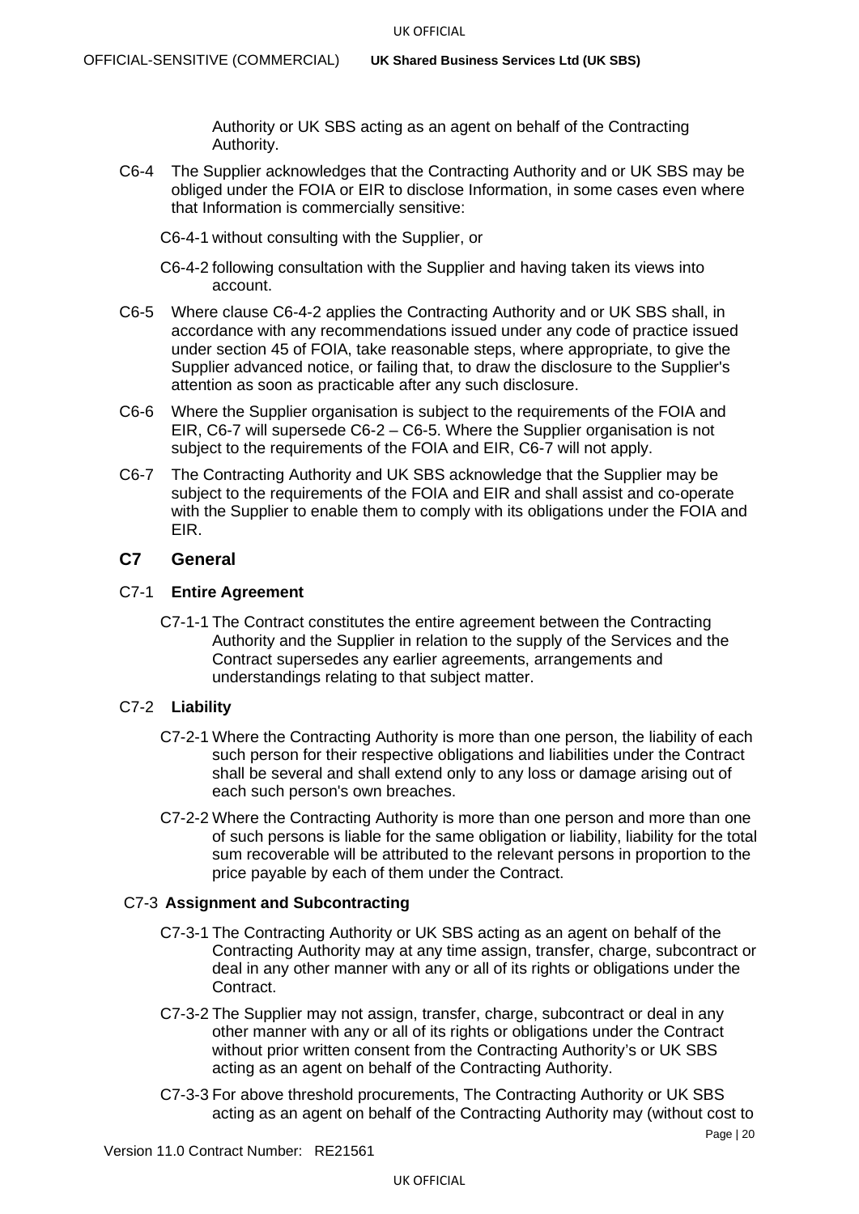Authority or UK SBS acting as an agent on behalf of the Contracting Authority.

C6-4 The Supplier acknowledges that the Contracting Authority and or UK SBS may be obliged under the FOIA or EIR to disclose Information, in some cases even where that Information is commercially sensitive:

C6-4-1 without consulting with the Supplier, or

C6-4-2 following consultation with the Supplier and having taken its views into account.

C6-5 Where clause C6-4-2 applies the Contracting Authority and or UK SBS shall, in accordance with any recommendations issued under any code of practice issued under section 45 of FOIA, take reasonable steps, where appropriate, to give the Supplier advanced notice, or failing that, to draw the disclosure to the Supplier's attention as soon as practicable after any such disclosure.

C6-6 Where the Supplier organisation is subject to the requirements of the FOIA and EIR, C6-7 will supersede C6-2 – C6-5. Where the Supplier organisation is not subject to the requirements of the FOIA and EIR, C6-7 will not apply.

C6-7 The Contracting Authority and UK SBS acknowledge that the Supplier may be subject to the requirements of the FOIA and EIR and shall assist and co-operate with the Supplier to enable them to comply with its obligations under the FOIA and EIR.

## C7 General

C7-1 **Entire Agreement**

C7-1-1 The Contract constitutes the entire agreement between the Contracting Authority and the Supplier in relation to the supply of the Services and the Contract supersedes any earlier agreements, arrangements and understandings relating to that subject matter.

C7-2 **Liability**

C7-2-1 Where the Contracting Authority is more than one person, the liability of each such person for their respective obligations and liabilities under the Contract shall be several and shall extend only to any loss or damage arising out of each such person's own breaches.

C7-2-2 Where the Contracting Authority is more than one person and more than one of such persons is liable for the same obligation or liability, liability for the total sum recoverable will be attributed to the relevant persons in proportion to the price payable by each of them under the Contract.

C7-3 **Assignment and Subcontracting**

C7-3-1 The Contracting Authority or UK SBS acting as an agent on behalf of the Contracting Authority may at any time assign, transfer, charge, subcontract or deal in any other manner with any or all of its rights or obligations under the Contract.

C7-3-2 The Supplier may not assign, transfer, charge, subcontract or deal in any other manner with any or all of its rights or obligations under the Contract without prior written consent from the Contracting Authority's or UK SBS acting as an agent on behalf of the Contracting Authority.

C7-3-3 For above threshold procurements, The Contracting Authority or UK SBS acting as an agent on behalf of the Contracting Authority may (without cost to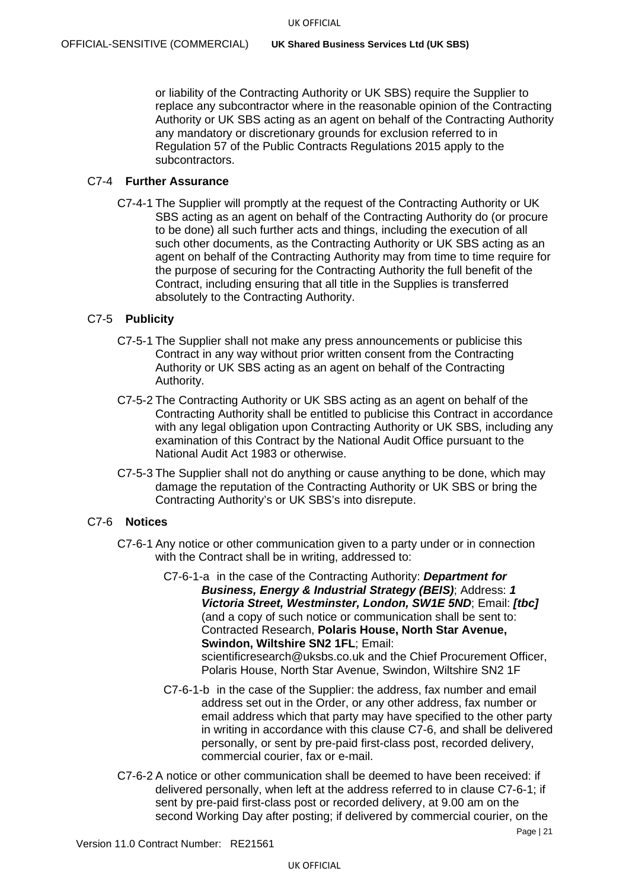or liability of the Contracting Authority or UK SBS) require the Supplier to replace any subcontractor where in the reasonable opinion of the Contracting Authority or UK SBS acting as an agent on behalf of the Contracting Authority any mandatory or discretionary grounds for exclusion referred to in Regulation 57 of the Public Contracts Regulations 2015 apply to the subcontractors.

C7-4 **Further Assurance**

C7-4-1 The Supplier will promptly at the request of the Contracting Authority or UK SBS acting as an agent on behalf of the Contracting Authority do (or procure to be done) all such further acts and things, including the execution of all such other documents, as the Contracting Authority or UK SBS acting as an agent on behalf of the Contracting Authority may from time to time require for the purpose of securing for the Contracting Authority the full benefit of the Contract, including ensuring that all title in the Supplies is transferred absolutely to the Contracting Authority.

C7-5 **Publicity**

C7-5-1 The Supplier shall not make any press announcements or publicise this Contract in any way without prior written consent from the Contracting Authority or UK SBS acting as an agent on behalf of the Contracting Authority.

C7-5-2 The Contracting Authority or UK SBS acting as an agent on behalf of the Contracting Authority shall be entitled to publicise this Contract in accordance with any legal obligation upon Contracting Authority or UK SBS, including any examination of this Contract by the National Audit Office pursuant to the National Audit Act 1983 or otherwise.

C7-5-3 The Supplier shall not do anything or cause anything to be done, which may damage the reputation of the Contracting Authority or UK SBS or bring the Contracting Authority's or UK SBS's into disrepute.

C7-6 **Notices**

C7-6-1 Any notice or other communication given to a party under or in connection with the Contract shall be in writing, addressed to:

C7-6-1-a in the case of the Contracting Authority: ***Department for Business, Energy & Industrial Strategy (BEIS)***; Address: ***1 Victoria Street, Westminster, London, SW1E 5ND***; Email: ***[tbc]*** (and a copy of such notice or communication shall be sent to: Contracted Research, **Polaris House, North Star Avenue, Swindon, Wiltshire SN2 1FL**; Email: scientificresearch@uksbs.co.uk and the Chief Procurement Officer, Polaris House, North Star Avenue, Swindon, Wiltshire SN2 1F

C7-6-1-b in the case of the Supplier: the address, fax number and email address set out in the Order, or any other address, fax number or email address which that party may have specified to the other party in writing in accordance with this clause C7-6, and shall be delivered personally, or sent by pre-paid first-class post, recorded delivery, commercial courier, fax or e-mail.

C7-6-2 A notice or other communication shall be deemed to have been received: if delivered personally, when left at the address referred to in clause C7-6-1; if sent by pre-paid first-class post or recorded delivery, at 9.00 am on the second Working Day after posting; if delivered by commercial courier, on the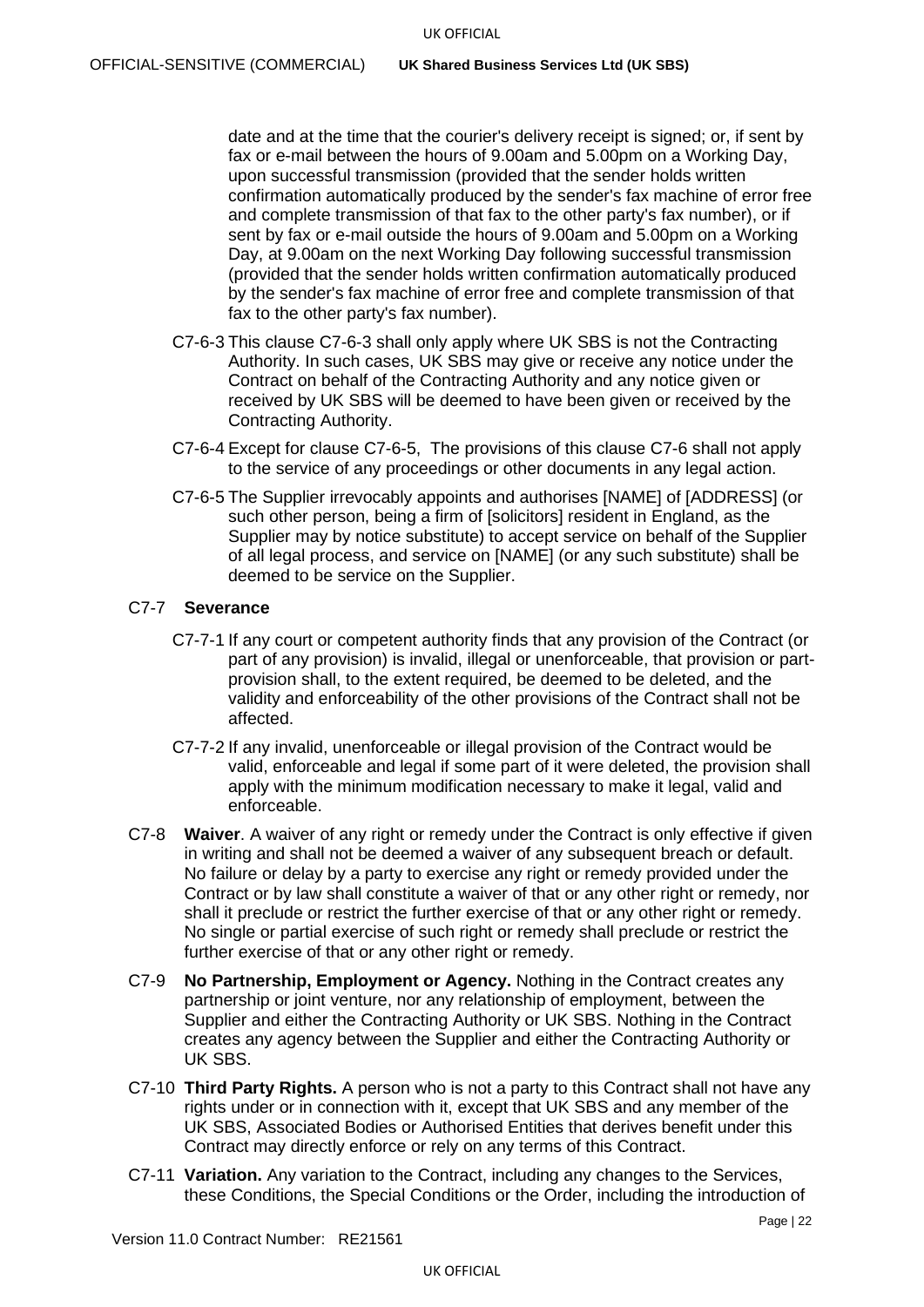date and at the time that the courier's delivery receipt is signed; or, if sent by fax or e-mail between the hours of 9.00am and 5.00pm on a Working Day, upon successful transmission (provided that the sender holds written confirmation automatically produced by the sender's fax machine of error free and complete transmission of that fax to the other party's fax number), or if sent by fax or e-mail outside the hours of 9.00am and 5.00pm on a Working Day, at 9.00am on the next Working Day following successful transmission (provided that the sender holds written confirmation automatically produced by the sender's fax machine of error free and complete transmission of that fax to the other party's fax number).

C7-6-3 This clause C7-6-3 shall only apply where UK SBS is not the Contracting Authority. In such cases, UK SBS may give or receive any notice under the Contract on behalf of the Contracting Authority and any notice given or received by UK SBS will be deemed to have been given or received by the Contracting Authority.

C7-6-4 Except for clause C7-6-5, The provisions of this clause C7-6 shall not apply to the service of any proceedings or other documents in any legal action.

C7-6-5 The Supplier irrevocably appoints and authorises [NAME] of [ADDRESS] (or such other person, being a firm of [solicitors] resident in England, as the Supplier may by notice substitute) to accept service on behalf of the Supplier of all legal process, and service on [NAME] (or any such substitute) shall be deemed to be service on the Supplier.

C7-7 **Severance**

C7-7-1 If any court or competent authority finds that any provision of the Contract (or part of any provision) is invalid, illegal or unenforceable, that provision or part-provision shall, to the extent required, be deemed to be deleted, and the validity and enforceability of the other provisions of the Contract shall not be affected.

C7-7-2 If any invalid, unenforceable or illegal provision of the Contract would be valid, enforceable and legal if some part of it were deleted, the provision shall apply with the minimum modification necessary to make it legal, valid and enforceable.

C7-8 **Waiver**. A waiver of any right or remedy under the Contract is only effective if given in writing and shall not be deemed a waiver of any subsequent breach or default. No failure or delay by a party to exercise any right or remedy provided under the Contract or by law shall constitute a waiver of that or any other right or remedy, nor shall it preclude or restrict the further exercise of that or any other right or remedy. No single or partial exercise of such right or remedy shall preclude or restrict the further exercise of that or any other right or remedy.

C7-9 **No Partnership, Employment or Agency.** Nothing in the Contract creates any partnership or joint venture, nor any relationship of employment, between the Supplier and either the Contracting Authority or UK SBS. Nothing in the Contract creates any agency between the Supplier and either the Contracting Authority or UK SBS.

C7-10 **Third Party Rights.** A person who is not a party to this Contract shall not have any rights under or in connection with it, except that UK SBS and any member of the UK SBS, Associated Bodies or Authorised Entities that derives benefit under this Contract may directly enforce or rely on any terms of this Contract.

C7-11 **Variation.** Any variation to the Contract, including any changes to the Services, these Conditions, the Special Conditions or the Order, including the introduction of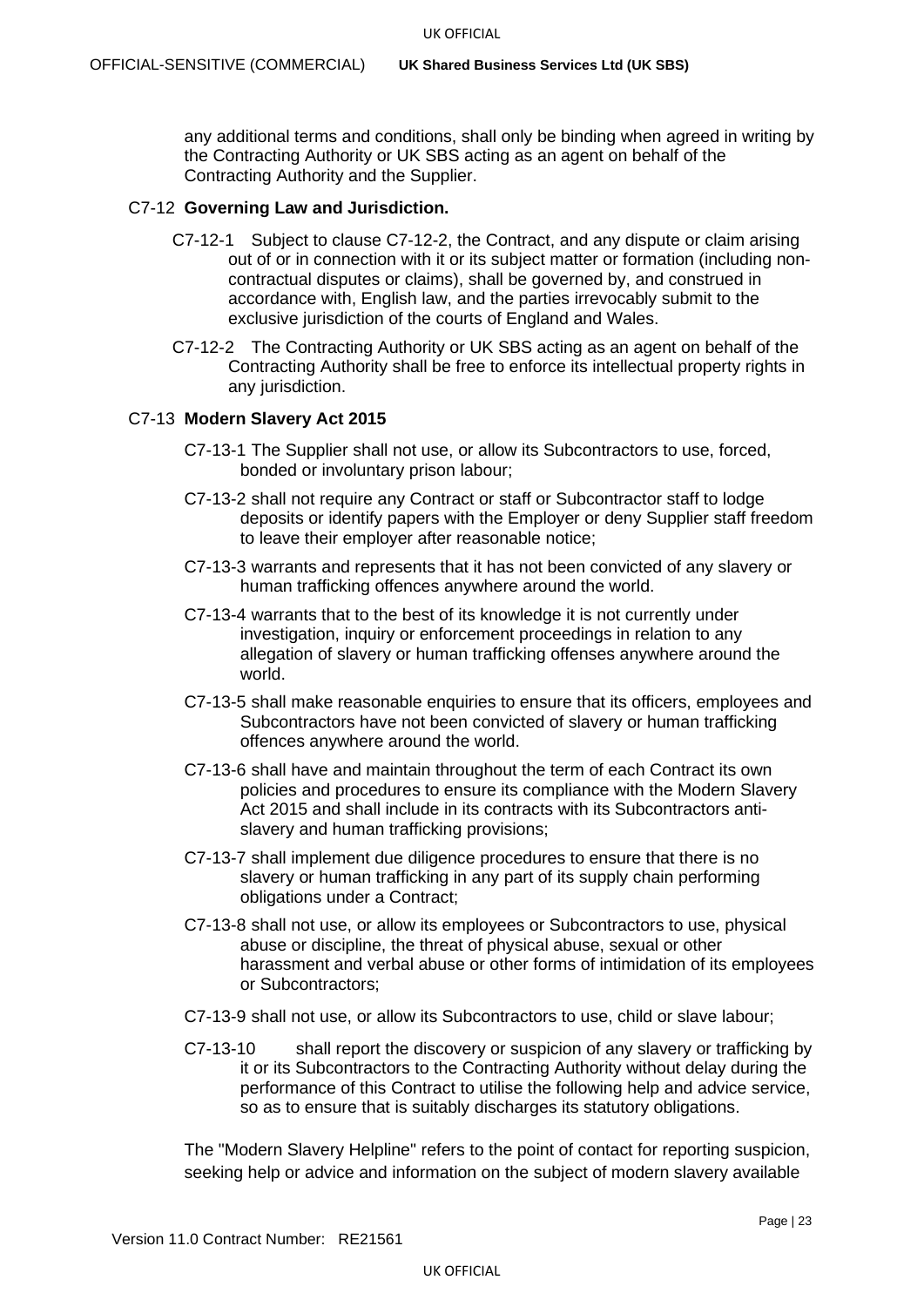any additional terms and conditions, shall only be binding when agreed in writing by the Contracting Authority or UK SBS acting as an agent on behalf of the Contracting Authority and the Supplier.

C7-12 **Governing Law and Jurisdiction.**

C7-12-1 Subject to clause C7-12-2, the Contract, and any dispute or claim arising out of or in connection with it or its subject matter or formation (including non-contractual disputes or claims), shall be governed by, and construed in accordance with, English law, and the parties irrevocably submit to the exclusive jurisdiction of the courts of England and Wales.

C7-12-2 The Contracting Authority or UK SBS acting as an agent on behalf of the Contracting Authority shall be free to enforce its intellectual property rights in any jurisdiction.

C7-13 **Modern Slavery Act 2015**

C7-13-1 The Supplier shall not use, or allow its Subcontractors to use, forced, bonded or involuntary prison labour;

C7-13-2 shall not require any Contract or staff or Subcontractor staff to lodge deposits or identify papers with the Employer or deny Supplier staff freedom to leave their employer after reasonable notice;

C7-13-3 warrants and represents that it has not been convicted of any slavery or human trafficking offences anywhere around the world.

C7-13-4 warrants that to the best of its knowledge it is not currently under investigation, inquiry or enforcement proceedings in relation to any allegation of slavery or human trafficking offenses anywhere around the world.

C7-13-5 shall make reasonable enquiries to ensure that its officers, employees and Subcontractors have not been convicted of slavery or human trafficking offences anywhere around the world.

C7-13-6 shall have and maintain throughout the term of each Contract its own policies and procedures to ensure its compliance with the Modern Slavery Act 2015 and shall include in its contracts with its Subcontractors anti-slavery and human trafficking provisions;

C7-13-7 shall implement due diligence procedures to ensure that there is no slavery or human trafficking in any part of its supply chain performing obligations under a Contract;

C7-13-8 shall not use, or allow its employees or Subcontractors to use, physical abuse or discipline, the threat of physical abuse, sexual or other harassment and verbal abuse or other forms of intimidation of its employees or Subcontractors;

C7-13-9 shall not use, or allow its Subcontractors to use, child or slave labour;

C7-13-10 shall report the discovery or suspicion of any slavery or trafficking by it or its Subcontractors to the Contracting Authority without delay during the performance of this Contract to utilise the following help and advice service, so as to ensure that is suitably discharges its statutory obligations.

The "Modern Slavery Helpline" refers to the point of contact for reporting suspicion, seeking help or advice and information on the subject of modern slavery available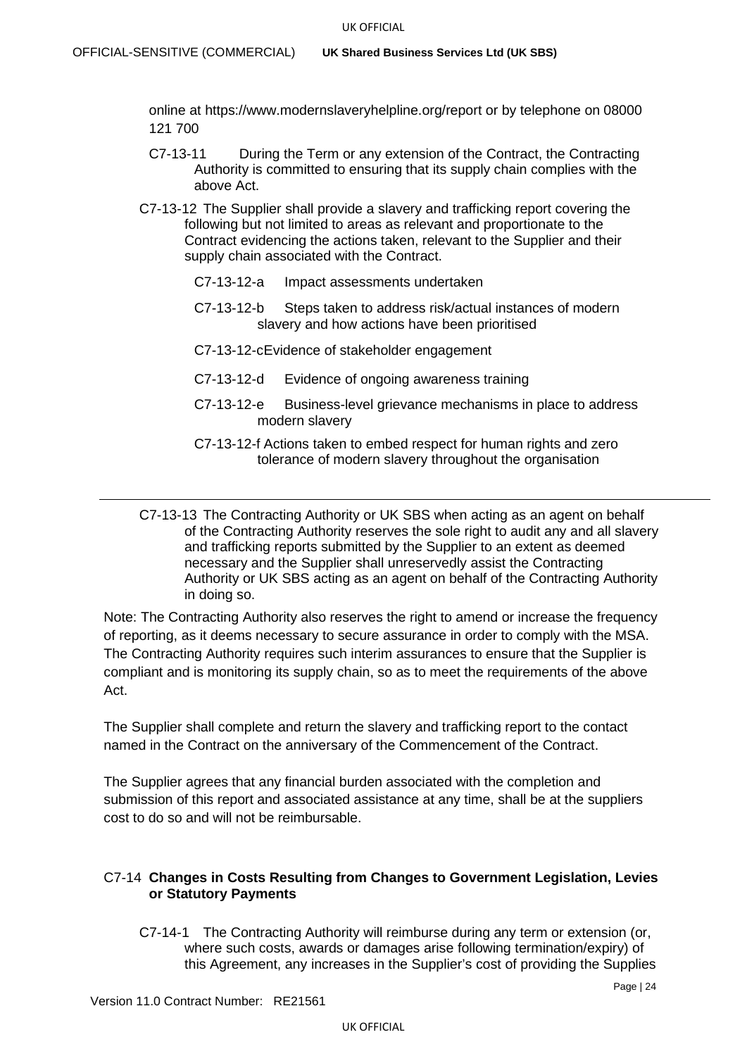online at https://www.modernslaveryhelpline.org/report or by telephone on 08000 121 700

C7-13-11 During the Term or any extension of the Contract, the Contracting Authority is committed to ensuring that its supply chain complies with the above Act.

C7-13-12 The Supplier shall provide a slavery and trafficking report covering the following but not limited to areas as relevant and proportionate to the Contract evidencing the actions taken, relevant to the Supplier and their supply chain associated with the Contract.

- C7-13-12-a Impact assessments undertaken
- C7-13-12-b Steps taken to address risk/actual instances of modern slavery and how actions have been prioritised
- C7-13-12-c Evidence of stakeholder engagement
- C7-13-12-d Evidence of ongoing awareness training
- C7-13-12-e Business-level grievance mechanisms in place to address modern slavery
- C7-13-12-f Actions taken to embed respect for human rights and zero tolerance of modern slavery throughout the organisation

---

C7-13-13 The Contracting Authority or UK SBS when acting as an agent on behalf of the Contracting Authority reserves the sole right to audit any and all slavery and trafficking reports submitted by the Supplier to an extent as deemed necessary and the Supplier shall unreservedly assist the Contracting Authority or UK SBS acting as an agent on behalf of the Contracting Authority in doing so.

Note: The Contracting Authority also reserves the right to amend or increase the frequency of reporting, as it deems necessary to secure assurance in order to comply with the MSA. The Contracting Authority requires such interim assurances to ensure that the Supplier is compliant and is monitoring its supply chain, so as to meet the requirements of the above Act.

The Supplier shall complete and return the slavery and trafficking report to the contact named in the Contract on the anniversary of the Commencement of the Contract.

The Supplier agrees that any financial burden associated with the completion and submission of this report and associated assistance at any time, shall be at the suppliers cost to do so and will not be reimbursable.

## C7-14 Changes in Costs Resulting from Changes to Government Legislation, Levies or Statutory Payments

C7-14-1 The Contracting Authority will reimburse during any term or extension (or, where such costs, awards or damages arise following termination/expiry) of this Agreement, any increases in the Supplier's cost of providing the Supplies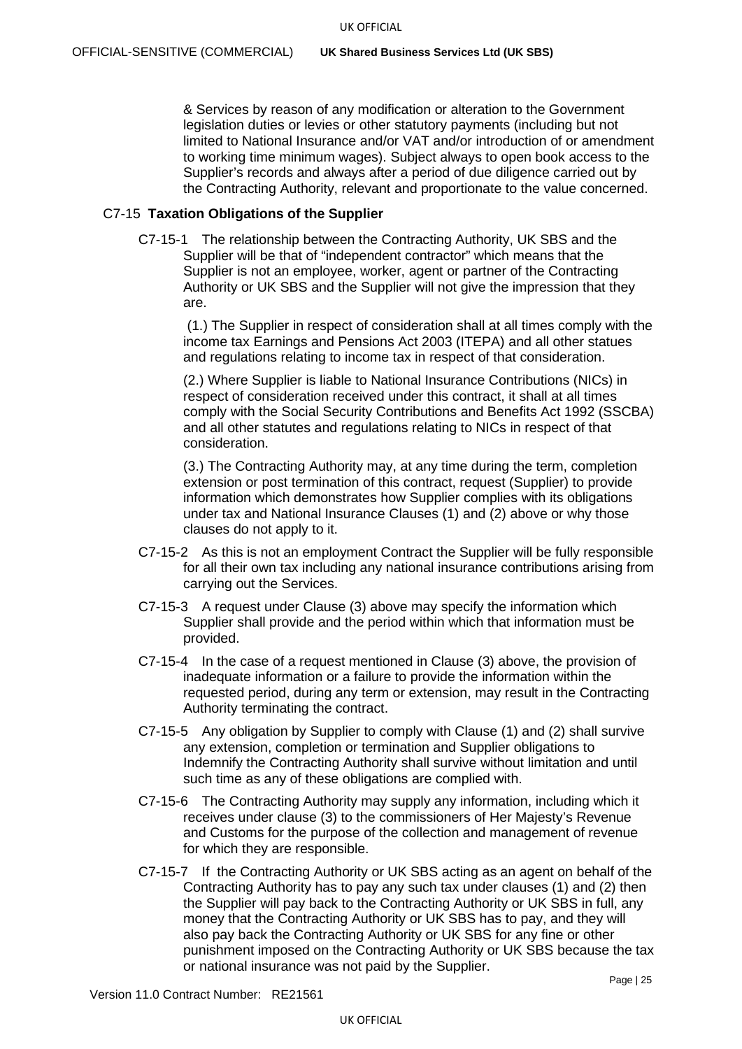& Services by reason of any modification or alteration to the Government legislation duties or levies or other statutory payments (including but not limited to National Insurance and/or VAT and/or introduction of or amendment to working time minimum wages). Subject always to open book access to the Supplier's records and always after a period of due diligence carried out by the Contracting Authority, relevant and proportionate to the value concerned.

C7-15 **Taxation Obligations of the Supplier**

C7-15-1 The relationship between the Contracting Authority, UK SBS and the Supplier will be that of "independent contractor" which means that the Supplier is not an employee, worker, agent or partner of the Contracting Authority or UK SBS and the Supplier will not give the impression that they are.

(1.) The Supplier in respect of consideration shall at all times comply with the income tax Earnings and Pensions Act 2003 (ITEPA) and all other statues and regulations relating to income tax in respect of that consideration.

(2.) Where Supplier is liable to National Insurance Contributions (NICs) in respect of consideration received under this contract, it shall at all times comply with the Social Security Contributions and Benefits Act 1992 (SSCBA) and all other statutes and regulations relating to NICs in respect of that consideration.

(3.) The Contracting Authority may, at any time during the term, completion extension or post termination of this contract, request (Supplier) to provide information which demonstrates how Supplier complies with its obligations under tax and National Insurance Clauses (1) and (2) above or why those clauses do not apply to it.

C7-15-2 As this is not an employment Contract the Supplier will be fully responsible for all their own tax including any national insurance contributions arising from carrying out the Services.

C7-15-3 A request under Clause (3) above may specify the information which Supplier shall provide and the period within which that information must be provided.

C7-15-4 In the case of a request mentioned in Clause (3) above, the provision of inadequate information or a failure to provide the information within the requested period, during any term or extension, may result in the Contracting Authority terminating the contract.

C7-15-5 Any obligation by Supplier to comply with Clause (1) and (2) shall survive any extension, completion or termination and Supplier obligations to Indemnify the Contracting Authority shall survive without limitation and until such time as any of these obligations are complied with.

C7-15-6 The Contracting Authority may supply any information, including which it receives under clause (3) to the commissioners of Her Majesty's Revenue and Customs for the purpose of the collection and management of revenue for which they are responsible.

C7-15-7 If the Contracting Authority or UK SBS acting as an agent on behalf of the Contracting Authority has to pay any such tax under clauses (1) and (2) then the Supplier will pay back to the Contracting Authority or UK SBS in full, any money that the Contracting Authority or UK SBS has to pay, and they will also pay back the Contracting Authority or UK SBS for any fine or other punishment imposed on the Contracting Authority or UK SBS because the tax or national insurance was not paid by the Supplier.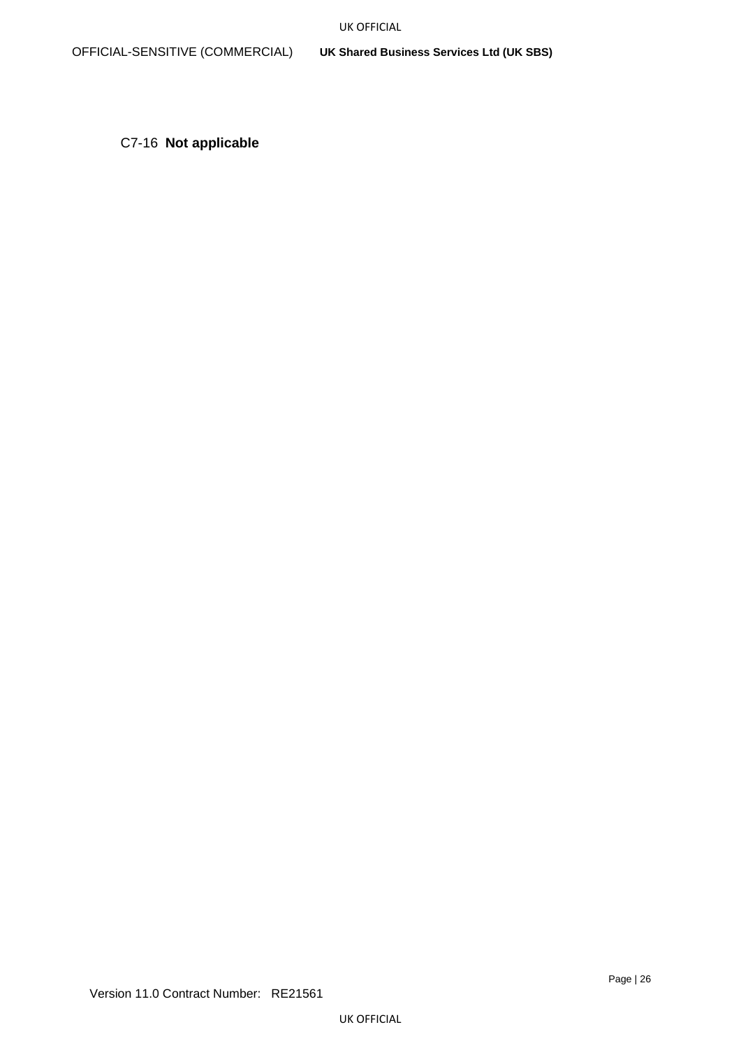C7-16 **Not applicable**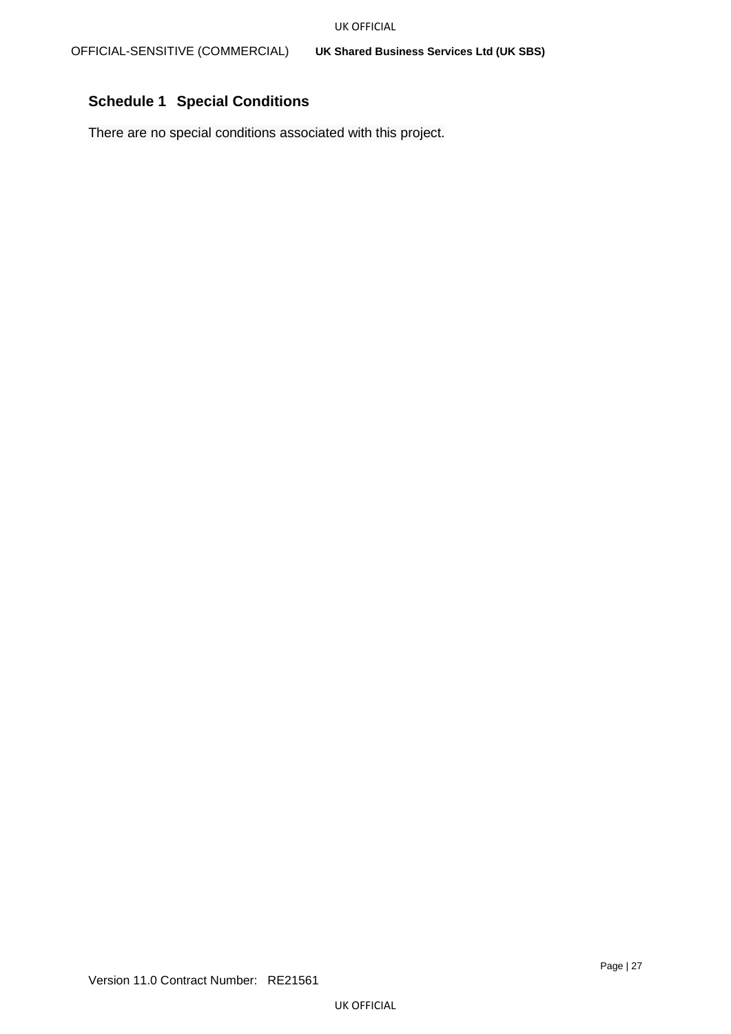## Schedule 1 Special Conditions

There are no special conditions associated with this project.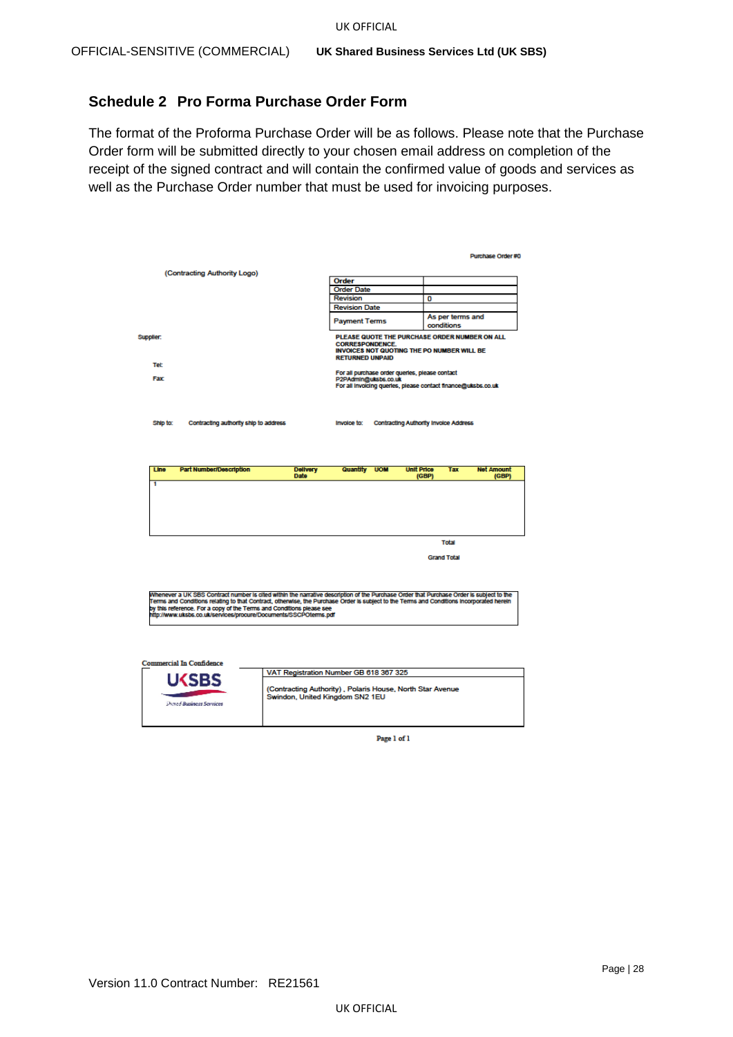## Schedule 2 Pro Forma Purchase Order Form

The format of the Proforma Purchase Order will be as follows. Please note that the Purchase Order form will be submitted directly to your chosen email address on completion of the receipt of the signed contract and will contain the confirmed value of goods and services as well as the Purchase Order number that must be used for invoicing purposes.

Purchase Order #0

(Contracting Authority Logo)

| | |
|---|---|
| Order | |
| Order Date | |
| Revision | 0 |
| Revision Date | |
| Payment Terms | As per terms and conditions |

Supplier:

Tel:

Fax:

**PLEASE QUOTE THE PURCHASE ORDER NUMBER ON ALL CORRESPONDENCE. INVOICES NOT QUOTING THE PO NUMBER WILL BE RETURNED UNPAID**

For all purchase order queries, please contact P2PAdmin@uksbs.co.uk
For all invoicing queries, please contact finance@uksbs.co.uk

Ship to: Contracting authority ship to address

Invoice to: Contracting Authority Invoice Address

| Line | Part Number/Description | Delivery Date | Quantity | UOM | Unit Price (GBP) | Tax | Net Amount (GBP) |
|---|---|---|---|---|---|---|---|
| 1 | | | | | | | |

Total

Grand Total

Whenever a UK SBS Contract number is cited within the narrative description of the Purchase Order that Purchase Order is subject to the Terms and Conditions relating to that Contract, otherwise, the Purchase Order is subject to the Terms and Conditions incorporated herein by this reference. For a copy of the Terms and Conditions please see http://www.uksbs.co.uk/services/procure/Documents/SSCPOterms.pdf

Commercial In Confidence

| | |
|---|---|
| UKSBS Shared Business Services | VAT Registration Number GB 618 367 325 |
| | (Contracting Authority) , Polaris House, North Star Avenue Swindon, United Kingdom SN2 1EU |

Page 1 of 1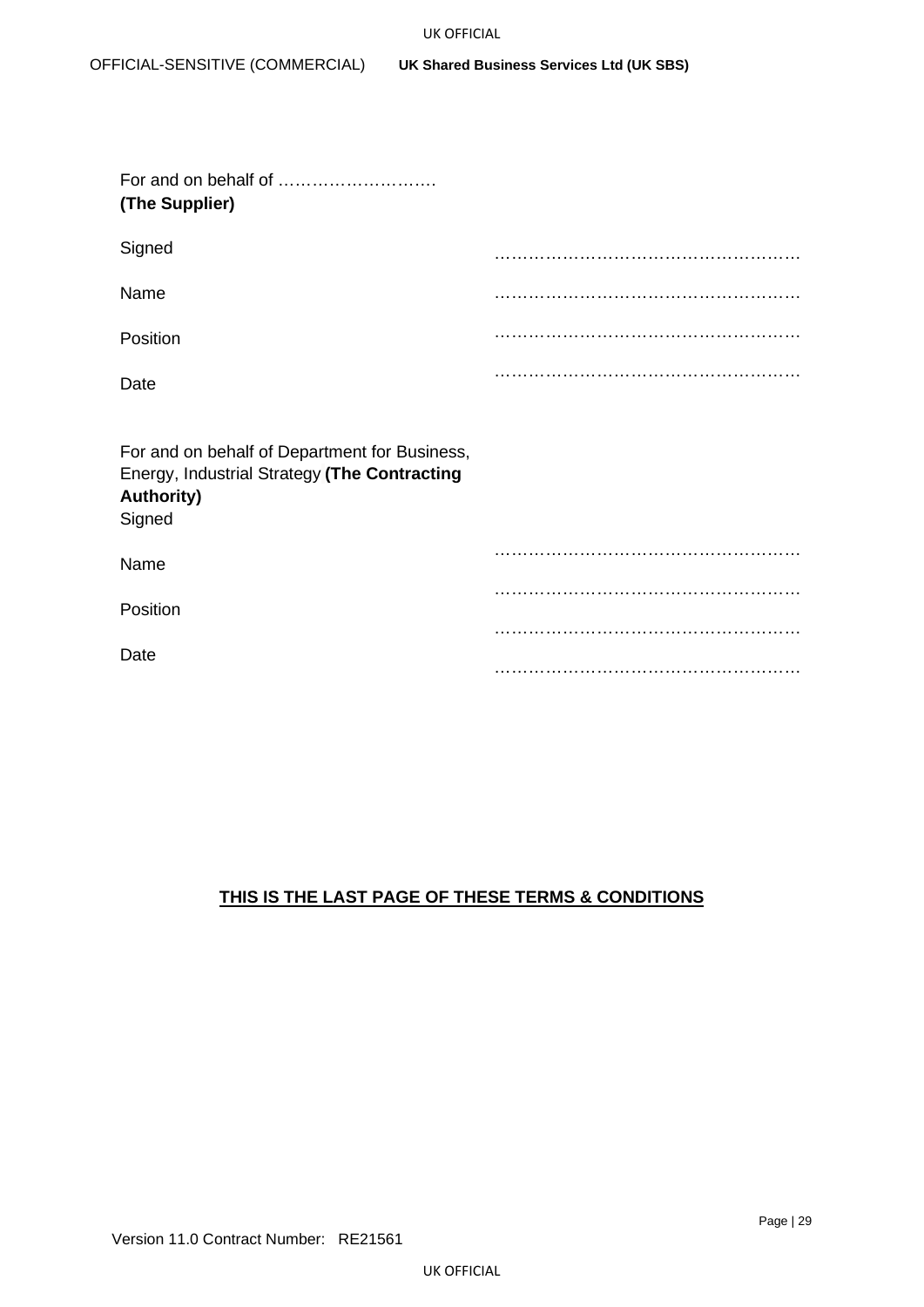For and on behalf of ……………………….
**(The Supplier)**

| | |
|---|---|
| Signed | ……………………………………………… |
| Name | ……………………………………………… |
| Position | ……………………………………………… |
| Date | ……………………………………………… |

For and on behalf of Department for Business, Energy, Industrial Strategy **(The Contracting Authority)**

| | |
|---|---|
| Signed | ……………………………………………… |
| Name | ……………………………………………… |
| Position | ……………………………………………… |
| Date | ……………………………………………… |

**<u>THIS IS THE LAST PAGE OF THESE TERMS & CONDITIONS</u>**